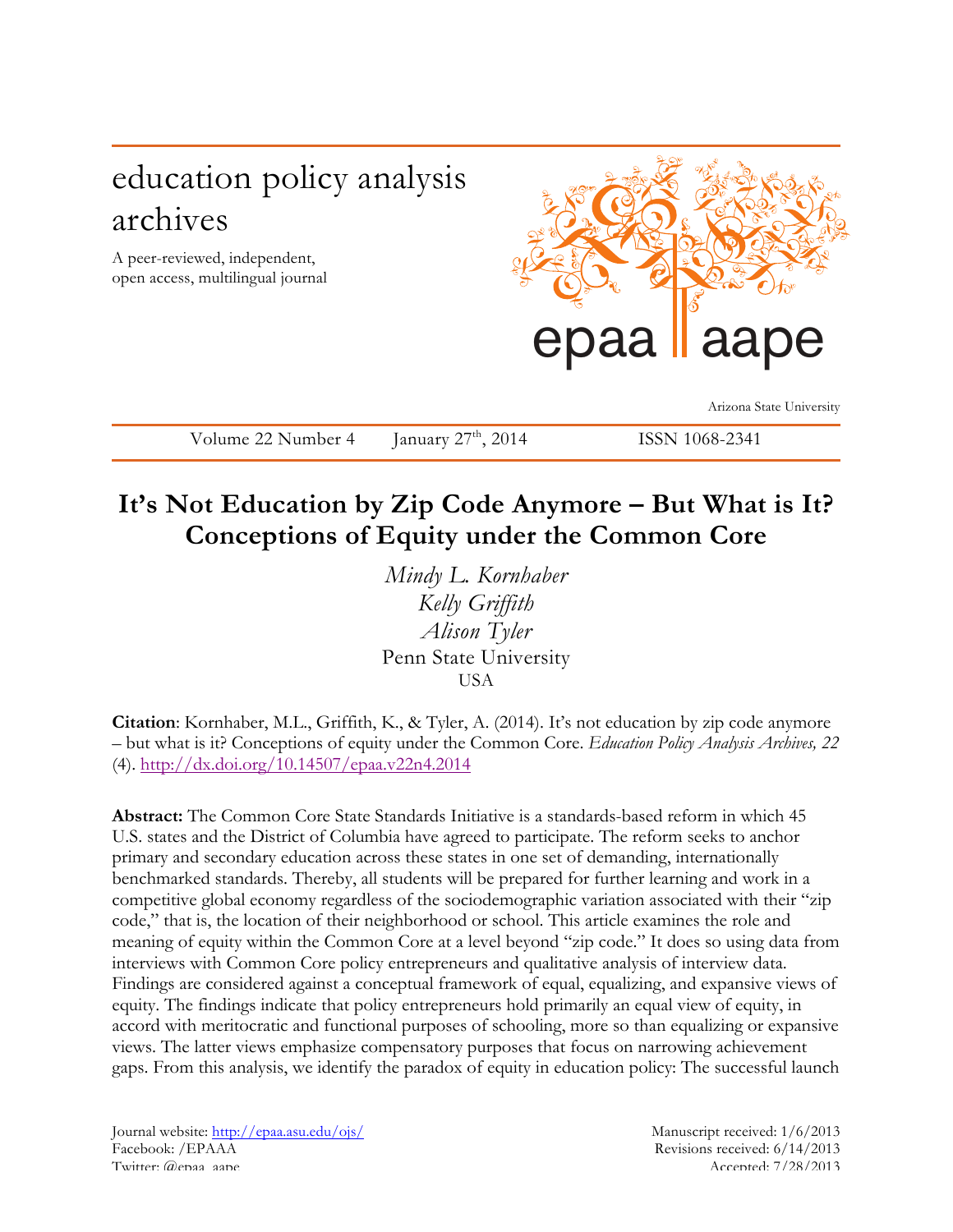education policy analysis archives

A peer-reviewed, independent, open access, multilingual journal

epaa | aape

Arizona State University

Volume 22 Number 4 January 27th, 2014 ISSN 1068-2341

# It's Not Education by Zip Code Anymore – But What is It? Conceptions of Equity under the Common Core

*Mindy L. Kornhaber*
*Kelly Griffith*
*Alison Tyler*
Penn State University
USA

**Citation**: Kornhaber, M.L., Griffith, K., & Tyler, A. (2014). It's not education by zip code anymore – but what is it? Conceptions of equity under the Common Core. *Education Policy Analysis Archives, 22* (4). http://dx.doi.org/10.14507/epaa.v22n4.2014

**Abstract:** The Common Core State Standards Initiative is a standards-based reform in which 45 U.S. states and the District of Columbia have agreed to participate. The reform seeks to anchor primary and secondary education across these states in one set of demanding, internationally benchmarked standards. Thereby, all students will be prepared for further learning and work in a competitive global economy regardless of the sociodemographic variation associated with their "zip code," that is, the location of their neighborhood or school. This article examines the role and meaning of equity within the Common Core at a level beyond "zip code." It does so using data from interviews with Common Core policy entrepreneurs and qualitative analysis of interview data. Findings are considered against a conceptual framework of equal, equalizing, and expansive views of equity. The findings indicate that policy entrepreneurs hold primarily an equal view of equity, in accord with meritocratic and functional purposes of schooling, more so than equalizing or expansive views. The latter views emphasize compensatory purposes that focus on narrowing achievement gaps. From this analysis, we identify the paradox of equity in education policy: The successful launch

Journal website: http://epaa.asu.edu/ojs/
Facebook: /EPAAA
Twitter: @epaa_aape

Manuscript received: 1/6/2013
Revisions received: 6/14/2013
Accepted: 7/28/2013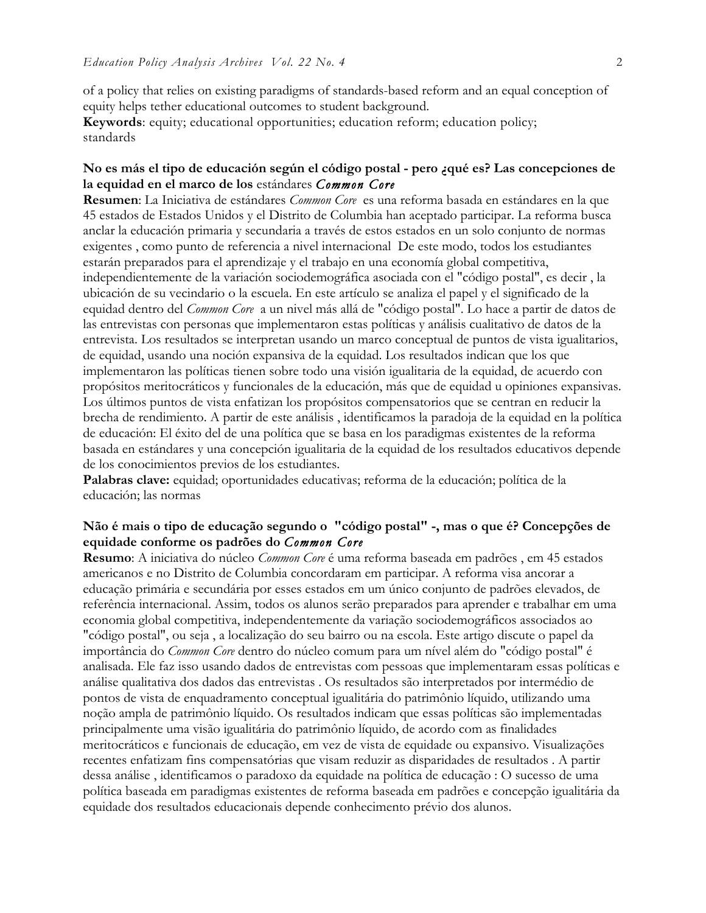of a policy that relies on existing paradigms of standards-based reform and an equal conception of equity helps tether educational outcomes to student background.
**Keywords**: equity; educational opportunities; education reform; education policy; standards

### No es más el tipo de educación según el código postal - pero ¿qué es? Las concepciones de la equidad en el marco de los estándares *Common Core*

**Resumen**: La Iniciativa de estándares *Common Core* es una reforma basada en estándares en la que 45 estados de Estados Unidos y el Distrito de Columbia han aceptado participar. La reforma busca anclar la educación primaria y secundaria a través de estos estados en un solo conjunto de normas exigentes , como punto de referencia a nivel internacional De este modo, todos los estudiantes estarán preparados para el aprendizaje y el trabajo en una economía global competitiva, independientemente de la variación sociodemográfica asociada con el "código postal", es decir , la ubicación de su vecindario o la escuela. En este artículo se analiza el papel y el significado de la equidad dentro del *Common Core* a un nivel más allá de "código postal". Lo hace a partir de datos de las entrevistas con personas que implementaron estas políticas y análisis cualitativo de datos de la entrevista. Los resultados se interpretan usando un marco conceptual de puntos de vista igualitarios, de equidad, usando una noción expansiva de la equidad. Los resultados indican que los que implementaron las políticas tienen sobre todo una visión igualitaria de la equidad, de acuerdo con propósitos meritocráticos y funcionales de la educación, más que de equidad u opiniones expansivas. Los últimos puntos de vista enfatizan los propósitos compensatorios que se centran en reducir la brecha de rendimiento. A partir de este análisis , identificamos la paradoja de la equidad en la política de educación: El éxito del de una política que se basa en los paradigmas existentes de la reforma basada en estándares y una concepción igualitaria de la equidad de los resultados educativos depende de los conocimientos previos de los estudiantes.
**Palabras clave:** equidad; oportunidades educativas; reforma de la educación; política de la educación; las normas

### Não é mais o tipo de educação segundo o "código postal" -, mas o que é? Concepções de equidade conforme os padrões do *Common Core*

**Resumo**: A iniciativa do núcleo *Common Core* é uma reforma baseada em padrões , em 45 estados americanos e no Distrito de Columbia concordaram em participar. A reforma visa ancorar a educação primária e secundária por esses estados em um único conjunto de padrões elevados, de referência internacional. Assim, todos os alunos serão preparados para aprender e trabalhar em uma economia global competitiva, independentemente da variação sociodemográficos associados ao "código postal", ou seja , a localização do seu bairro ou na escola. Este artigo discute o papel da importância do *Common Core* dentro do núcleo comum para um nível além do "código postal" é analisada. Ele faz isso usando dados de entrevistas com pessoas que implementaram essas políticas e análise qualitativa dos dados das entrevistas . Os resultados são interpretados por intermédio de pontos de vista de enquadramento conceptual igualitária do patrimônio líquido, utilizando uma noção ampla de patrimônio líquido. Os resultados indicam que essas políticas são implementadas principalmente uma visão igualitária do patrimônio líquido, de acordo com as finalidades meritocráticos e funcionais de educação, em vez de vista de equidade ou expansivo. Visualizações recentes enfatizam fins compensatórias que visam reduzir as disparidades de resultados . A partir dessa análise , identificamos o paradoxo da equidade na política de educação : O sucesso de uma política baseada em paradigmas existentes de reforma baseada em padrões e concepção igualitária da equidade dos resultados educacionais depende conhecimento prévio dos alunos.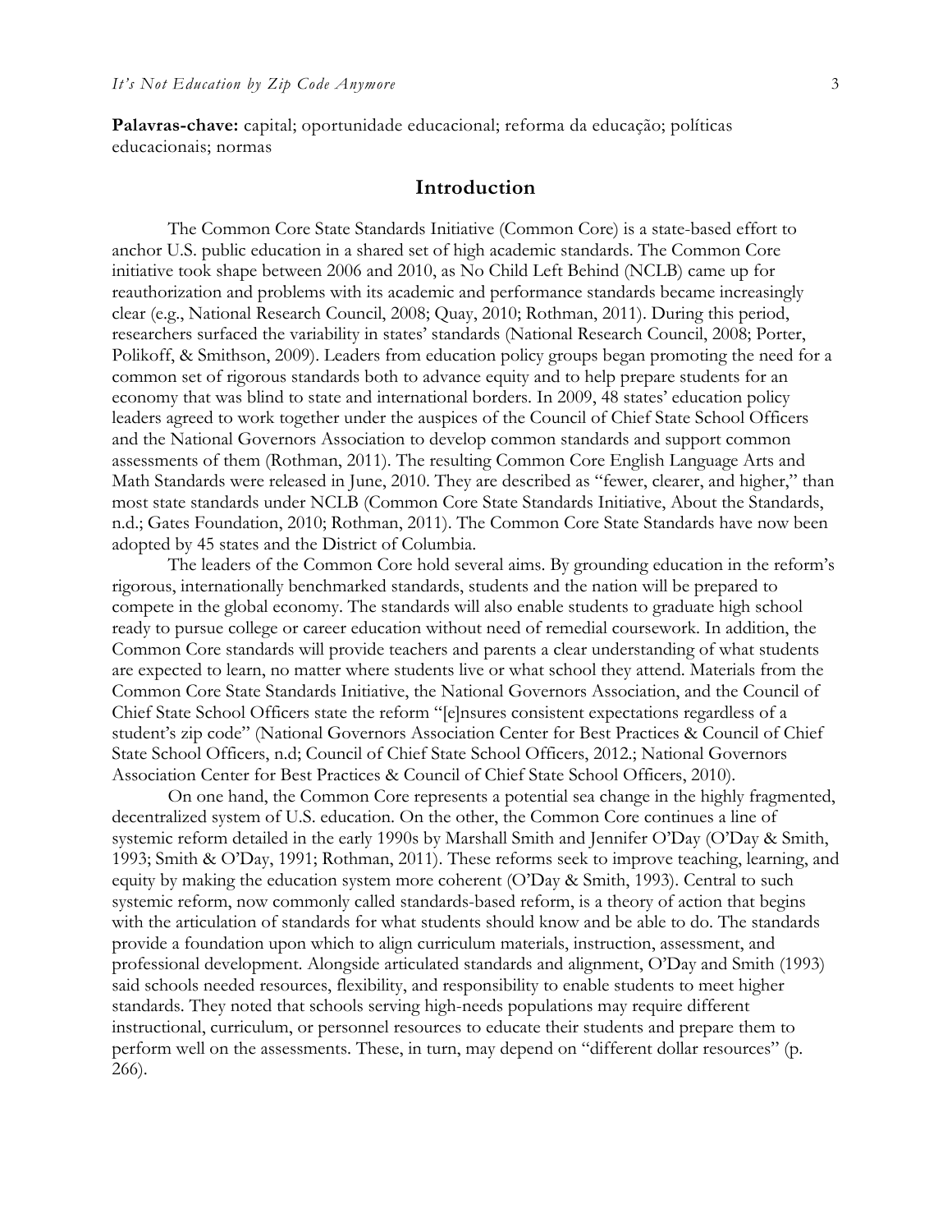**Palavras-chave:** capital; oportunidade educacional; reforma da educação; políticas educacionais; normas

## Introduction

The Common Core State Standards Initiative (Common Core) is a state-based effort to anchor U.S. public education in a shared set of high academic standards. The Common Core initiative took shape between 2006 and 2010, as No Child Left Behind (NCLB) came up for reauthorization and problems with its academic and performance standards became increasingly clear (e.g., National Research Council, 2008; Quay, 2010; Rothman, 2011). During this period, researchers surfaced the variability in states' standards (National Research Council, 2008; Porter, Polikoff, & Smithson, 2009). Leaders from education policy groups began promoting the need for a common set of rigorous standards both to advance equity and to help prepare students for an economy that was blind to state and international borders. In 2009, 48 states' education policy leaders agreed to work together under the auspices of the Council of Chief State School Officers and the National Governors Association to develop common standards and support common assessments of them (Rothman, 2011). The resulting Common Core English Language Arts and Math Standards were released in June, 2010. They are described as "fewer, clearer, and higher," than most state standards under NCLB (Common Core State Standards Initiative, About the Standards, n.d.; Gates Foundation, 2010; Rothman, 2011). The Common Core State Standards have now been adopted by 45 states and the District of Columbia.

The leaders of the Common Core hold several aims. By grounding education in the reform's rigorous, internationally benchmarked standards, students and the nation will be prepared to compete in the global economy. The standards will also enable students to graduate high school ready to pursue college or career education without need of remedial coursework. In addition, the Common Core standards will provide teachers and parents a clear understanding of what students are expected to learn, no matter where students live or what school they attend. Materials from the Common Core State Standards Initiative, the National Governors Association, and the Council of Chief State School Officers state the reform "[e]nsures consistent expectations regardless of a student's zip code" (National Governors Association Center for Best Practices & Council of Chief State School Officers, n.d; Council of Chief State School Officers, 2012.; National Governors Association Center for Best Practices & Council of Chief State School Officers, 2010).

On one hand, the Common Core represents a potential sea change in the highly fragmented, decentralized system of U.S. education. On the other, the Common Core continues a line of systemic reform detailed in the early 1990s by Marshall Smith and Jennifer O'Day (O'Day & Smith, 1993; Smith & O'Day, 1991; Rothman, 2011). These reforms seek to improve teaching, learning, and equity by making the education system more coherent (O'Day & Smith, 1993). Central to such systemic reform, now commonly called standards-based reform, is a theory of action that begins with the articulation of standards for what students should know and be able to do. The standards provide a foundation upon which to align curriculum materials, instruction, assessment, and professional development. Alongside articulated standards and alignment, O'Day and Smith (1993) said schools needed resources, flexibility, and responsibility to enable students to meet higher standards. They noted that schools serving high-needs populations may require different instructional, curriculum, or personnel resources to educate their students and prepare them to perform well on the assessments. These, in turn, may depend on "different dollar resources" (p. 266).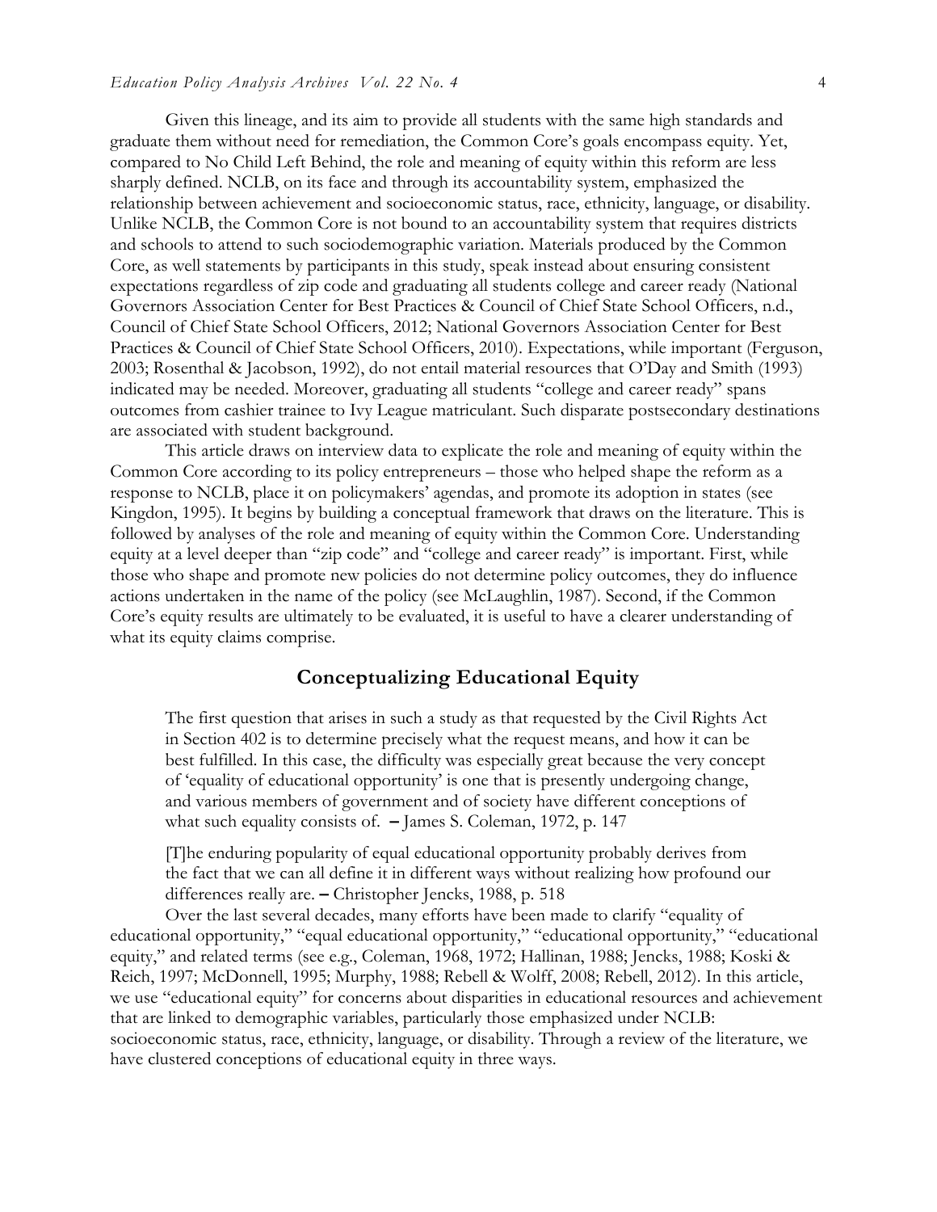Given this lineage, and its aim to provide all students with the same high standards and graduate them without need for remediation, the Common Core's goals encompass equity. Yet, compared to No Child Left Behind, the role and meaning of equity within this reform are less sharply defined. NCLB, on its face and through its accountability system, emphasized the relationship between achievement and socioeconomic status, race, ethnicity, language, or disability. Unlike NCLB, the Common Core is not bound to an accountability system that requires districts and schools to attend to such sociodemographic variation. Materials produced by the Common Core, as well statements by participants in this study, speak instead about ensuring consistent expectations regardless of zip code and graduating all students college and career ready (National Governors Association Center for Best Practices & Council of Chief State School Officers, n.d., Council of Chief State School Officers, 2012; National Governors Association Center for Best Practices & Council of Chief State School Officers, 2010). Expectations, while important (Ferguson, 2003; Rosenthal & Jacobson, 1992), do not entail material resources that O'Day and Smith (1993) indicated may be needed. Moreover, graduating all students "college and career ready" spans outcomes from cashier trainee to Ivy League matriculant. Such disparate postsecondary destinations are associated with student background.

This article draws on interview data to explicate the role and meaning of equity within the Common Core according to its policy entrepreneurs – those who helped shape the reform as a response to NCLB, place it on policymakers' agendas, and promote its adoption in states (see Kingdon, 1995). It begins by building a conceptual framework that draws on the literature. This is followed by analyses of the role and meaning of equity within the Common Core. Understanding equity at a level deeper than "zip code" and "college and career ready" is important. First, while those who shape and promote new policies do not determine policy outcomes, they do influence actions undertaken in the name of the policy (see McLaughlin, 1987). Second, if the Common Core's equity results are ultimately to be evaluated, it is useful to have a clearer understanding of what its equity claims comprise.

## Conceptualizing Educational Equity

> The first question that arises in such a study as that requested by the Civil Rights Act in Section 402 is to determine precisely what the request means, and how it can be best fulfilled. In this case, the difficulty was especially great because the very concept of 'equality of educational opportunity' is one that is presently undergoing change, and various members of government and of society have different conceptions of what such equality consists of. – James S. Coleman, 1972, p. 147

> [T]he enduring popularity of equal educational opportunity probably derives from the fact that we can all define it in different ways without realizing how profound our differences really are. – Christopher Jencks, 1988, p. 518

Over the last several decades, many efforts have been made to clarify "equality of educational opportunity," "equal educational opportunity," "educational opportunity," "educational equity," and related terms (see e.g., Coleman, 1968, 1972; Hallinan, 1988; Jencks, 1988; Koski & Reich, 1997; McDonnell, 1995; Murphy, 1988; Rebell & Wolff, 2008; Rebell, 2012). In this article, we use "educational equity" for concerns about disparities in educational resources and achievement that are linked to demographic variables, particularly those emphasized under NCLB: socioeconomic status, race, ethnicity, language, or disability. Through a review of the literature, we have clustered conceptions of educational equity in three ways.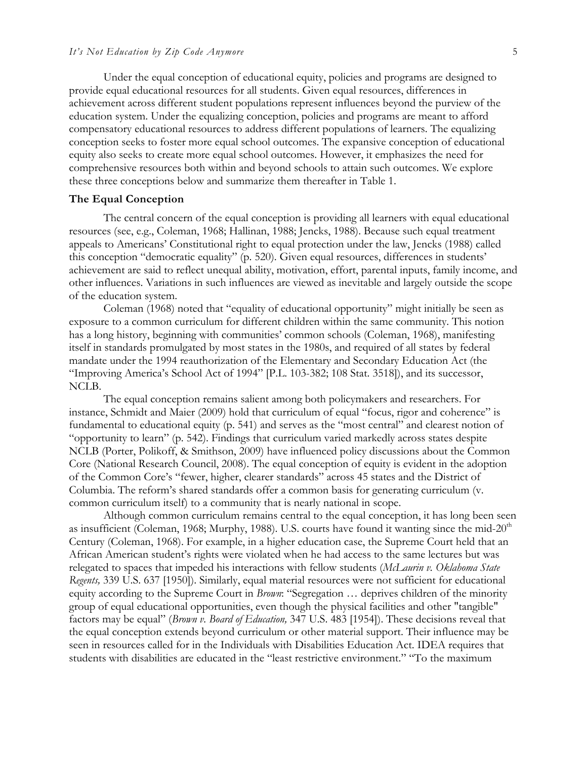Under the equal conception of educational equity, policies and programs are designed to provide equal educational resources for all students. Given equal resources, differences in achievement across different student populations represent influences beyond the purview of the education system. Under the equalizing conception, policies and programs are meant to afford compensatory educational resources to address different populations of learners. The equalizing conception seeks to foster more equal school outcomes. The expansive conception of educational equity also seeks to create more equal school outcomes. However, it emphasizes the need for comprehensive resources both within and beyond schools to attain such outcomes. We explore these three conceptions below and summarize them thereafter in Table 1.

### The Equal Conception

The central concern of the equal conception is providing all learners with equal educational resources (see, e.g., Coleman, 1968; Hallinan, 1988; Jencks, 1988). Because such equal treatment appeals to Americans' Constitutional right to equal protection under the law, Jencks (1988) called this conception "democratic equality" (p. 520). Given equal resources, differences in students' achievement are said to reflect unequal ability, motivation, effort, parental inputs, family income, and other influences. Variations in such influences are viewed as inevitable and largely outside the scope of the education system.

Coleman (1968) noted that "equality of educational opportunity" might initially be seen as exposure to a common curriculum for different children within the same community. This notion has a long history, beginning with communities' common schools (Coleman, 1968), manifesting itself in standards promulgated by most states in the 1980s, and required of all states by federal mandate under the 1994 reauthorization of the Elementary and Secondary Education Act (the "Improving America's School Act of 1994" [P.L. 103-382; 108 Stat. 3518]), and its successor, NCLB.

The equal conception remains salient among both policymakers and researchers. For instance, Schmidt and Maier (2009) hold that curriculum of equal "focus, rigor and coherence" is fundamental to educational equity (p. 541) and serves as the "most central" and clearest notion of "opportunity to learn" (p. 542). Findings that curriculum varied markedly across states despite NCLB (Porter, Polikoff, & Smithson, 2009) have influenced policy discussions about the Common Core (National Research Council, 2008). The equal conception of equity is evident in the adoption of the Common Core's "fewer, higher, clearer standards" across 45 states and the District of Columbia. The reform's shared standards offer a common basis for generating curriculum (v. common curriculum itself) to a community that is nearly national in scope.

Although common curriculum remains central to the equal conception, it has long been seen as insufficient (Coleman, 1968; Murphy, 1988). U.S. courts have found it wanting since the mid-20th Century (Coleman, 1968). For example, in a higher education case, the Supreme Court held that an African American student's rights were violated when he had access to the same lectures but was relegated to spaces that impeded his interactions with fellow students (*McLaurin v. Oklahoma State Regents,* 339 U.S. 637 [1950]). Similarly, equal material resources were not sufficient for educational equity according to the Supreme Court in *Brown*: "Segregation … deprives children of the minority group of equal educational opportunities, even though the physical facilities and other "tangible" factors may be equal" (*Brown v. Board of Education,* 347 U.S. 483 [1954]). These decisions reveal that the equal conception extends beyond curriculum or other material support. Their influence may be seen in resources called for in the Individuals with Disabilities Education Act. IDEA requires that students with disabilities are educated in the "least restrictive environment." "To the maximum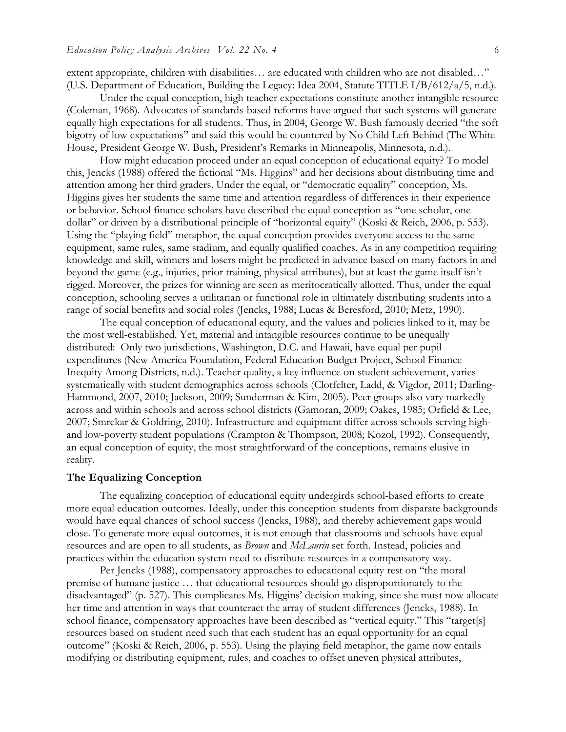extent appropriate, children with disabilities… are educated with children who are not disabled…" (U.S. Department of Education, Building the Legacy: Idea 2004, Statute TITLE I/B/612/a/5, n.d.).

Under the equal conception, high teacher expectations constitute another intangible resource (Coleman, 1968). Advocates of standards-based reforms have argued that such systems will generate equally high expectations for all students. Thus, in 2004, George W. Bush famously decried "the soft bigotry of low expectations" and said this would be countered by No Child Left Behind (The White House, President George W. Bush, President's Remarks in Minneapolis, Minnesota, n.d.).

How might education proceed under an equal conception of educational equity? To model this, Jencks (1988) offered the fictional "Ms. Higgins" and her decisions about distributing time and attention among her third graders. Under the equal, or "democratic equality" conception, Ms. Higgins gives her students the same time and attention regardless of differences in their experience or behavior. School finance scholars have described the equal conception as "one scholar, one dollar" or driven by a distributional principle of "horizontal equity" (Koski & Reich, 2006, p. 553). Using the "playing field" metaphor, the equal conception provides everyone access to the same equipment, same rules, same stadium, and equally qualified coaches. As in any competition requiring knowledge and skill, winners and losers might be predicted in advance based on many factors in and beyond the game (e.g., injuries, prior training, physical attributes), but at least the game itself isn't rigged. Moreover, the prizes for winning are seen as meritocratically allotted. Thus, under the equal conception, schooling serves a utilitarian or functional role in ultimately distributing students into a range of social benefits and social roles (Jencks, 1988; Lucas & Beresford, 2010; Metz, 1990).

The equal conception of educational equity, and the values and policies linked to it, may be the most well-established. Yet, material and intangible resources continue to be unequally distributed: Only two jurisdictions, Washington, D.C. and Hawaii, have equal per pupil expenditures (New America Foundation, Federal Education Budget Project, School Finance Inequity Among Districts, n.d.). Teacher quality, a key influence on student achievement, varies systematically with student demographics across schools (Clotfelter, Ladd, & Vigdor, 2011; Darling-Hammond, 2007, 2010; Jackson, 2009; Sunderman & Kim, 2005). Peer groups also vary markedly across and within schools and across school districts (Gamoran, 2009; Oakes, 1985; Orfield & Lee, 2007; Smrekar & Goldring, 2010). Infrastructure and equipment differ across schools serving high- and low-poverty student populations (Crampton & Thompson, 2008; Kozol, 1992). Consequently, an equal conception of equity, the most straightforward of the conceptions, remains elusive in reality.

### The Equalizing Conception

The equalizing conception of educational equity undergirds school-based efforts to create more equal education outcomes. Ideally, under this conception students from disparate backgrounds would have equal chances of school success (Jencks, 1988), and thereby achievement gaps would close. To generate more equal outcomes, it is not enough that classrooms and schools have equal resources and are open to all students, as *Brown* and *McLaurin* set forth. Instead, policies and practices within the education system need to distribute resources in a compensatory way.

Per Jencks (1988), compensatory approaches to educational equity rest on "the moral premise of humane justice … that educational resources should go disproportionately to the disadvantaged" (p. 527). This complicates Ms. Higgins' decision making, since she must now allocate her time and attention in ways that counteract the array of student differences (Jencks, 1988). In school finance, compensatory approaches have been described as "vertical equity." This "target[s] resources based on student need such that each student has an equal opportunity for an equal outcome" (Koski & Reich, 2006, p. 553). Using the playing field metaphor, the game now entails modifying or distributing equipment, rules, and coaches to offset uneven physical attributes,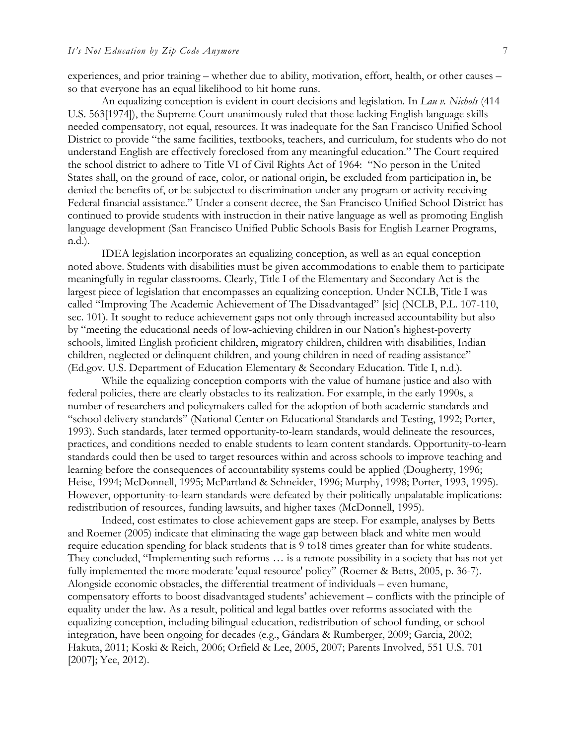experiences, and prior training – whether due to ability, motivation, effort, health, or other causes – so that everyone has an equal likelihood to hit home runs.

An equalizing conception is evident in court decisions and legislation. In *Lau v. Nichols* (414 U.S. 563[1974]), the Supreme Court unanimously ruled that those lacking English language skills needed compensatory, not equal, resources. It was inadequate for the San Francisco Unified School District to provide "the same facilities, textbooks, teachers, and curriculum, for students who do not understand English are effectively foreclosed from any meaningful education." The Court required the school district to adhere to Title VI of Civil Rights Act of 1964: "No person in the United States shall, on the ground of race, color, or national origin, be excluded from participation in, be denied the benefits of, or be subjected to discrimination under any program or activity receiving Federal financial assistance." Under a consent decree, the San Francisco Unified School District has continued to provide students with instruction in their native language as well as promoting English language development (San Francisco Unified Public Schools Basis for English Learner Programs, n.d.).

IDEA legislation incorporates an equalizing conception, as well as an equal conception noted above. Students with disabilities must be given accommodations to enable them to participate meaningfully in regular classrooms. Clearly, Title I of the Elementary and Secondary Act is the largest piece of legislation that encompasses an equalizing conception. Under NCLB, Title I was called "Improving The Academic Achievement of The Disadvantaged" [sic] (NCLB, P.L. 107-110, sec. 101). It sought to reduce achievement gaps not only through increased accountability but also by "meeting the educational needs of low-achieving children in our Nation's highest-poverty schools, limited English proficient children, migratory children, children with disabilities, Indian children, neglected or delinquent children, and young children in need of reading assistance" (Ed.gov. U.S. Department of Education Elementary & Secondary Education. Title I, n.d.).

While the equalizing conception comports with the value of humane justice and also with federal policies, there are clearly obstacles to its realization. For example, in the early 1990s, a number of researchers and policymakers called for the adoption of both academic standards and "school delivery standards" (National Center on Educational Standards and Testing, 1992; Porter, 1993). Such standards, later termed opportunity-to-learn standards, would delineate the resources, practices, and conditions needed to enable students to learn content standards. Opportunity-to-learn standards could then be used to target resources within and across schools to improve teaching and learning before the consequences of accountability systems could be applied (Dougherty, 1996; Heise, 1994; McDonnell, 1995; McPartland & Schneider, 1996; Murphy, 1998; Porter, 1993, 1995). However, opportunity-to-learn standards were defeated by their politically unpalatable implications: redistribution of resources, funding lawsuits, and higher taxes (McDonnell, 1995).

Indeed, cost estimates to close achievement gaps are steep. For example, analyses by Betts and Roemer (2005) indicate that eliminating the wage gap between black and white men would require education spending for black students that is 9 to18 times greater than for white students. They concluded, "Implementing such reforms … is a remote possibility in a society that has not yet fully implemented the more moderate 'equal resource' policy" (Roemer & Betts, 2005, p. 36-7). Alongside economic obstacles, the differential treatment of individuals – even humane, compensatory efforts to boost disadvantaged students' achievement – conflicts with the principle of equality under the law. As a result, political and legal battles over reforms associated with the equalizing conception, including bilingual education, redistribution of school funding, or school integration, have been ongoing for decades (e.g., Gándara & Rumberger, 2009; Garcia, 2002; Hakuta, 2011; Koski & Reich, 2006; Orfield & Lee, 2005, 2007; Parents Involved, 551 U.S. 701 [2007]; Yee, 2012).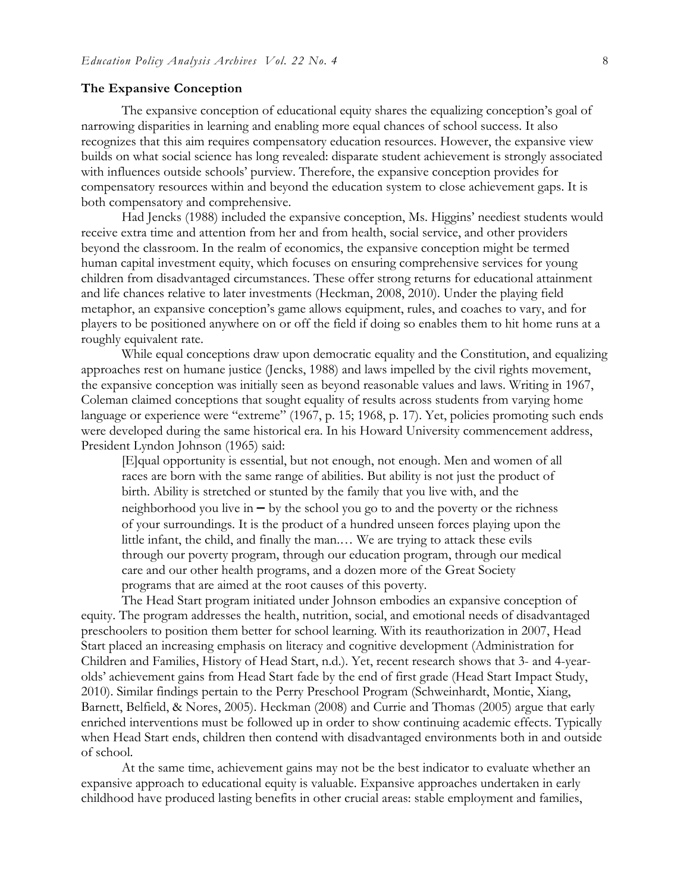### The Expansive Conception

The expansive conception of educational equity shares the equalizing conception's goal of narrowing disparities in learning and enabling more equal chances of school success. It also recognizes that this aim requires compensatory education resources. However, the expansive view builds on what social science has long revealed: disparate student achievement is strongly associated with influences outside schools' purview. Therefore, the expansive conception provides for compensatory resources within and beyond the education system to close achievement gaps. It is both compensatory and comprehensive.

Had Jencks (1988) included the expansive conception, Ms. Higgins' neediest students would receive extra time and attention from her and from health, social service, and other providers beyond the classroom. In the realm of economics, the expansive conception might be termed human capital investment equity, which focuses on ensuring comprehensive services for young children from disadvantaged circumstances. These offer strong returns for educational attainment and life chances relative to later investments (Heckman, 2008, 2010). Under the playing field metaphor, an expansive conception's game allows equipment, rules, and coaches to vary, and for players to be positioned anywhere on or off the field if doing so enables them to hit home runs at a roughly equivalent rate.

While equal conceptions draw upon democratic equality and the Constitution, and equalizing approaches rest on humane justice (Jencks, 1988) and laws impelled by the civil rights movement, the expansive conception was initially seen as beyond reasonable values and laws. Writing in 1967, Coleman claimed conceptions that sought equality of results across students from varying home language or experience were "extreme" (1967, p. 15; 1968, p. 17). Yet, policies promoting such ends were developed during the same historical era. In his Howard University commencement address, President Lyndon Johnson (1965) said:

> [E]qual opportunity is essential, but not enough, not enough. Men and women of all races are born with the same range of abilities. But ability is not just the product of birth. Ability is stretched or stunted by the family that you live with, and the neighborhood you live in – by the school you go to and the poverty or the richness of your surroundings. It is the product of a hundred unseen forces playing upon the little infant, the child, and finally the man.… We are trying to attack these evils through our poverty program, through our education program, through our medical care and our other health programs, and a dozen more of the Great Society programs that are aimed at the root causes of this poverty.

The Head Start program initiated under Johnson embodies an expansive conception of equity. The program addresses the health, nutrition, social, and emotional needs of disadvantaged preschoolers to position them better for school learning. With its reauthorization in 2007, Head Start placed an increasing emphasis on literacy and cognitive development (Administration for Children and Families, History of Head Start, n.d.). Yet, recent research shows that 3- and 4-year-olds' achievement gains from Head Start fade by the end of first grade (Head Start Impact Study, 2010). Similar findings pertain to the Perry Preschool Program (Schweinhardt, Montie, Xiang, Barnett, Belfield, & Nores, 2005). Heckman (2008) and Currie and Thomas (2005) argue that early enriched interventions must be followed up in order to show continuing academic effects. Typically when Head Start ends, children then contend with disadvantaged environments both in and outside of school.

At the same time, achievement gains may not be the best indicator to evaluate whether an expansive approach to educational equity is valuable. Expansive approaches undertaken in early childhood have produced lasting benefits in other crucial areas: stable employment and families,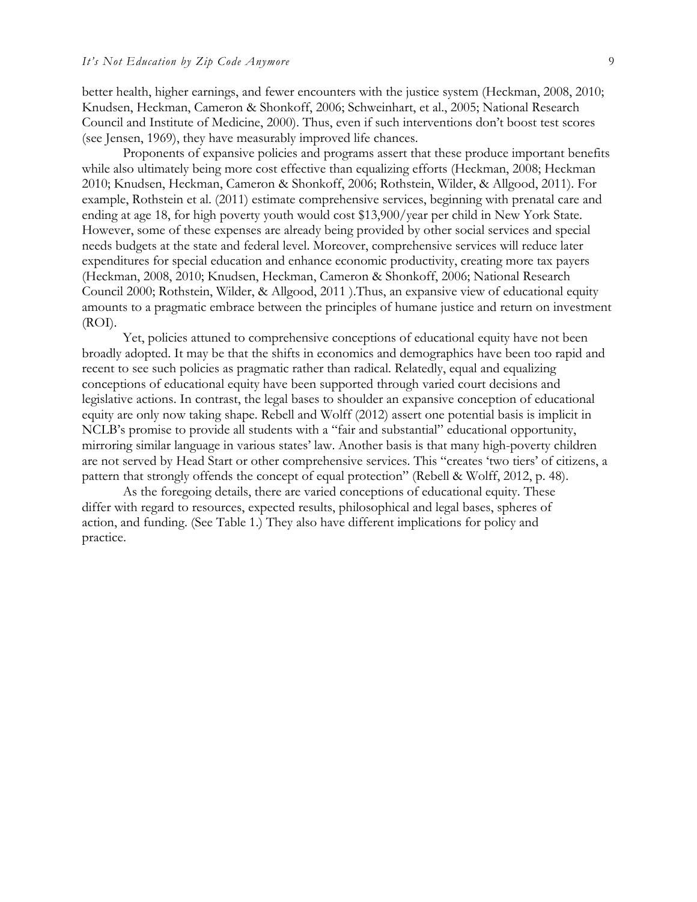better health, higher earnings, and fewer encounters with the justice system (Heckman, 2008, 2010; Knudsen, Heckman, Cameron & Shonkoff, 2006; Schweinhart, et al., 2005; National Research Council and Institute of Medicine, 2000). Thus, even if such interventions don't boost test scores (see Jensen, 1969), they have measurably improved life chances.

Proponents of expansive policies and programs assert that these produce important benefits while also ultimately being more cost effective than equalizing efforts (Heckman, 2008; Heckman 2010; Knudsen, Heckman, Cameron & Shonkoff, 2006; Rothstein, Wilder, & Allgood, 2011). For example, Rothstein et al. (2011) estimate comprehensive services, beginning with prenatal care and ending at age 18, for high poverty youth would cost \$13,900/year per child in New York State. However, some of these expenses are already being provided by other social services and special needs budgets at the state and federal level. Moreover, comprehensive services will reduce later expenditures for special education and enhance economic productivity, creating more tax payers (Heckman, 2008, 2010; Knudsen, Heckman, Cameron & Shonkoff, 2006; National Research Council 2000; Rothstein, Wilder, & Allgood, 2011 ).Thus, an expansive view of educational equity amounts to a pragmatic embrace between the principles of humane justice and return on investment (ROI).

Yet, policies attuned to comprehensive conceptions of educational equity have not been broadly adopted. It may be that the shifts in economics and demographics have been too rapid and recent to see such policies as pragmatic rather than radical. Relatedly, equal and equalizing conceptions of educational equity have been supported through varied court decisions and legislative actions. In contrast, the legal bases to shoulder an expansive conception of educational equity are only now taking shape. Rebell and Wolff (2012) assert one potential basis is implicit in NCLB's promise to provide all students with a "fair and substantial" educational opportunity, mirroring similar language in various states' law. Another basis is that many high-poverty children are not served by Head Start or other comprehensive services. This "creates 'two tiers' of citizens, a pattern that strongly offends the concept of equal protection" (Rebell & Wolff, 2012, p. 48).

As the foregoing details, there are varied conceptions of educational equity. These differ with regard to resources, expected results, philosophical and legal bases, spheres of action, and funding. (See Table 1.) They also have different implications for policy and practice.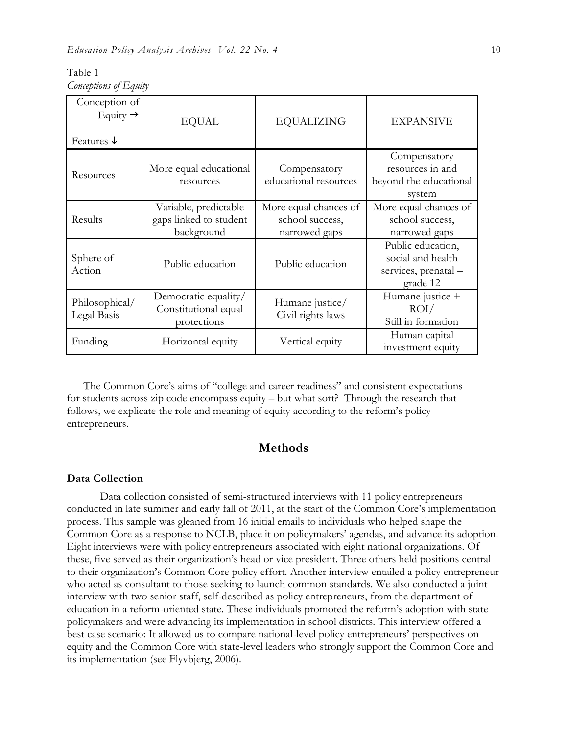Table 1
*Conceptions of Equity*

| Conception of Equity → <br> Features ↓ | EQUAL | EQUALIZING | EXPANSIVE |
|---|---|---|---|
| Resources | More equal educational resources | Compensatory educational resources | Compensatory resources in and beyond the educational system |
| Results | Variable, predictable gaps linked to student background | More equal chances of school success, narrowed gaps | More equal chances of school success, narrowed gaps |
| Sphere of Action | Public education | Public education | Public education, social and health services, prenatal – grade 12 |
| Philosophical/ Legal Basis | Democratic equality/ Constitutional equal protections | Humane justice/ Civil rights laws | Humane justice + ROI/ Still in formation |
| Funding | Horizontal equity | Vertical equity | Human capital investment equity |

The Common Core's aims of "college and career readiness" and consistent expectations for students across zip code encompass equity – but what sort? Through the research that follows, we explicate the role and meaning of equity according to the reform's policy entrepreneurs.

## Methods

### Data Collection

Data collection consisted of semi-structured interviews with 11 policy entrepreneurs conducted in late summer and early fall of 2011, at the start of the Common Core's implementation process. This sample was gleaned from 16 initial emails to individuals who helped shape the Common Core as a response to NCLB, place it on policymakers' agendas, and advance its adoption. Eight interviews were with policy entrepreneurs associated with eight national organizations. Of these, five served as their organization's head or vice president. Three others held positions central to their organization's Common Core policy effort. Another interview entailed a policy entrepreneur who acted as consultant to those seeking to launch common standards. We also conducted a joint interview with two senior staff, self-described as policy entrepreneurs, from the department of education in a reform-oriented state. These individuals promoted the reform's adoption with state policymakers and were advancing its implementation in school districts. This interview offered a best case scenario: It allowed us to compare national-level policy entrepreneurs' perspectives on equity and the Common Core with state-level leaders who strongly support the Common Core and its implementation (see Flyvbjerg, 2006).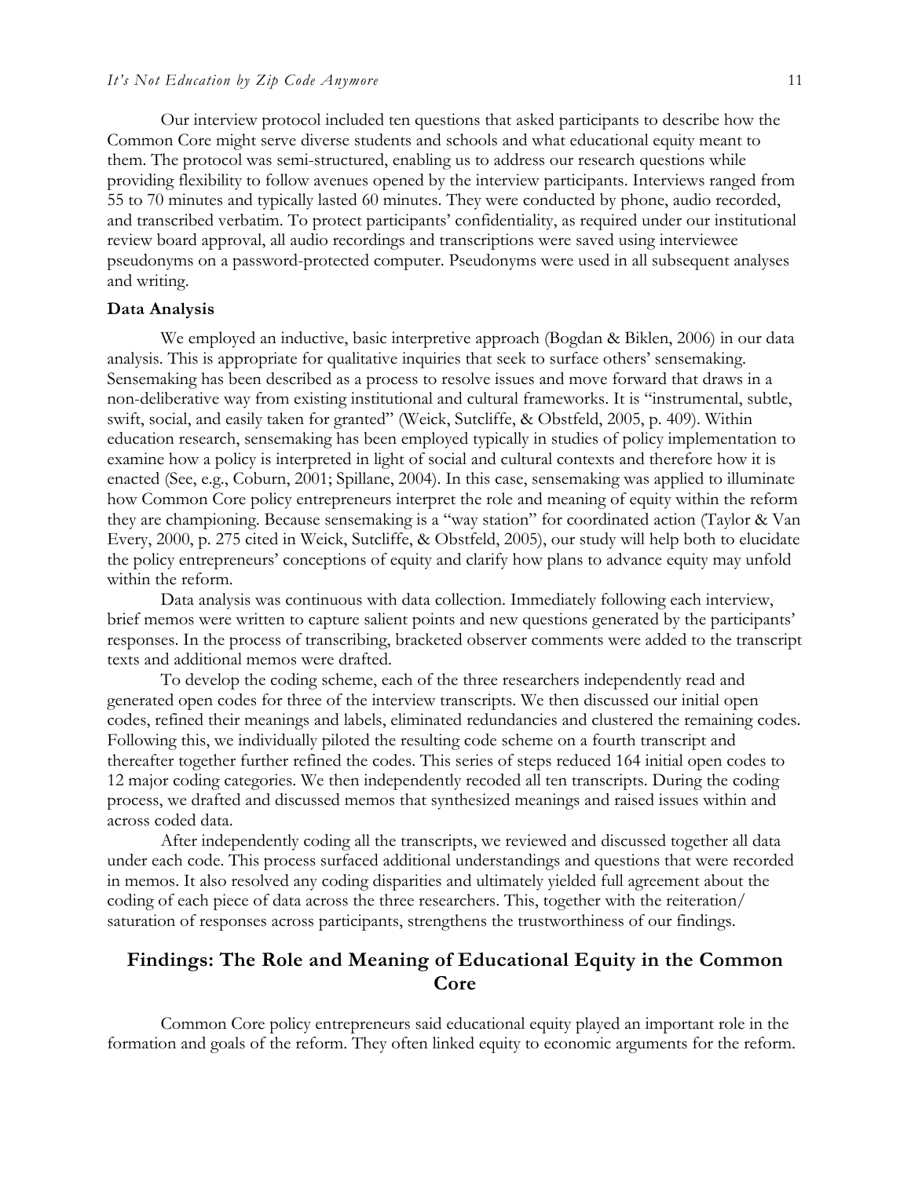Our interview protocol included ten questions that asked participants to describe how the Common Core might serve diverse students and schools and what educational equity meant to them. The protocol was semi-structured, enabling us to address our research questions while providing flexibility to follow avenues opened by the interview participants. Interviews ranged from 55 to 70 minutes and typically lasted 60 minutes. They were conducted by phone, audio recorded, and transcribed verbatim. To protect participants' confidentiality, as required under our institutional review board approval, all audio recordings and transcriptions were saved using interviewee pseudonyms on a password-protected computer. Pseudonyms were used in all subsequent analyses and writing.

### Data Analysis

We employed an inductive, basic interpretive approach (Bogdan & Biklen, 2006) in our data analysis. This is appropriate for qualitative inquiries that seek to surface others' sensemaking. Sensemaking has been described as a process to resolve issues and move forward that draws in a non-deliberative way from existing institutional and cultural frameworks. It is "instrumental, subtle, swift, social, and easily taken for granted" (Weick, Sutcliffe, & Obstfeld, 2005, p. 409). Within education research, sensemaking has been employed typically in studies of policy implementation to examine how a policy is interpreted in light of social and cultural contexts and therefore how it is enacted (See, e.g., Coburn, 2001; Spillane, 2004). In this case, sensemaking was applied to illuminate how Common Core policy entrepreneurs interpret the role and meaning of equity within the reform they are championing. Because sensemaking is a "way station" for coordinated action (Taylor & Van Every, 2000, p. 275 cited in Weick, Sutcliffe, & Obstfeld, 2005), our study will help both to elucidate the policy entrepreneurs' conceptions of equity and clarify how plans to advance equity may unfold within the reform.

Data analysis was continuous with data collection. Immediately following each interview, brief memos were written to capture salient points and new questions generated by the participants' responses. In the process of transcribing, bracketed observer comments were added to the transcript texts and additional memos were drafted.

To develop the coding scheme, each of the three researchers independently read and generated open codes for three of the interview transcripts. We then discussed our initial open codes, refined their meanings and labels, eliminated redundancies and clustered the remaining codes. Following this, we individually piloted the resulting code scheme on a fourth transcript and thereafter together further refined the codes. This series of steps reduced 164 initial open codes to 12 major coding categories. We then independently recoded all ten transcripts. During the coding process, we drafted and discussed memos that synthesized meanings and raised issues within and across coded data.

After independently coding all the transcripts, we reviewed and discussed together all data under each code. This process surfaced additional understandings and questions that were recorded in memos. It also resolved any coding disparities and ultimately yielded full agreement about the coding of each piece of data across the three researchers. This, together with the reiteration/ saturation of responses across participants, strengthens the trustworthiness of our findings.

## Findings: The Role and Meaning of Educational Equity in the Common Core

Common Core policy entrepreneurs said educational equity played an important role in the formation and goals of the reform. They often linked equity to economic arguments for the reform.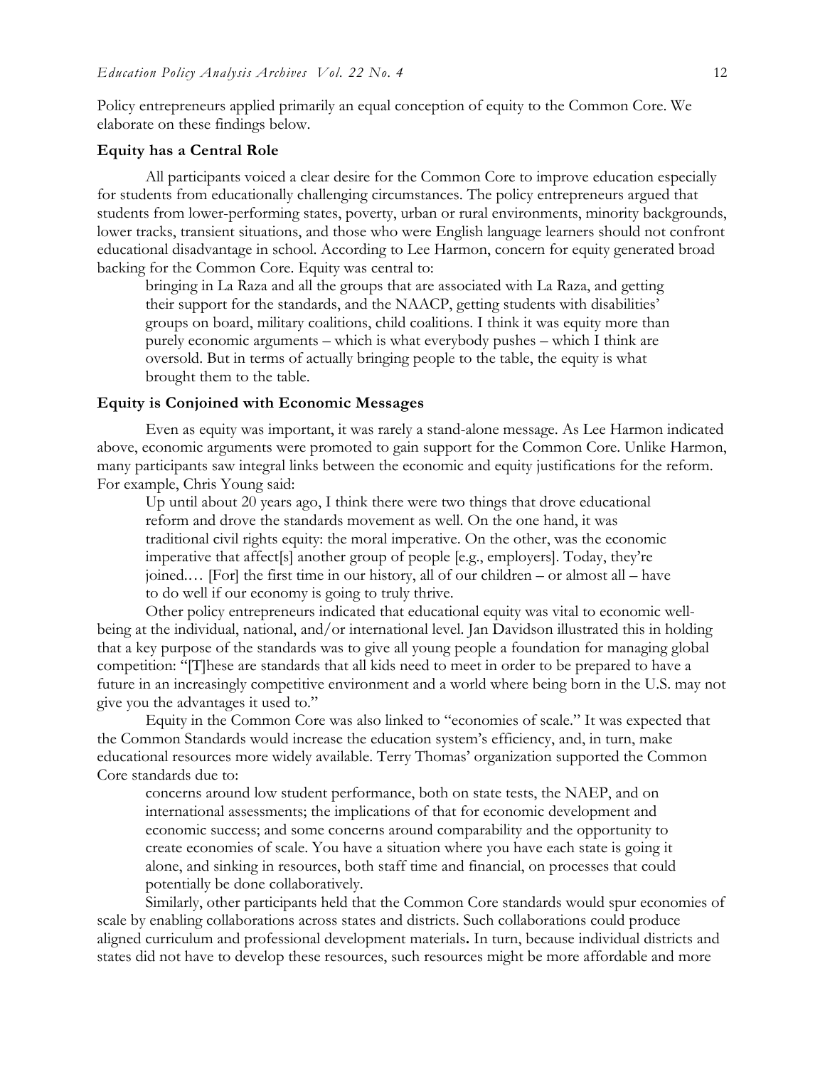Policy entrepreneurs applied primarily an equal conception of equity to the Common Core. We elaborate on these findings below.

### Equity has a Central Role

All participants voiced a clear desire for the Common Core to improve education especially for students from educationally challenging circumstances. The policy entrepreneurs argued that students from lower-performing states, poverty, urban or rural environments, minority backgrounds, lower tracks, transient situations, and those who were English language learners should not confront educational disadvantage in school. According to Lee Harmon, concern for equity generated broad backing for the Common Core. Equity was central to:

> bringing in La Raza and all the groups that are associated with La Raza, and getting their support for the standards, and the NAACP, getting students with disabilities' groups on board, military coalitions, child coalitions. I think it was equity more than purely economic arguments – which is what everybody pushes – which I think are oversold. But in terms of actually bringing people to the table, the equity is what brought them to the table.

### Equity is Conjoined with Economic Messages

Even as equity was important, it was rarely a stand-alone message. As Lee Harmon indicated above, economic arguments were promoted to gain support for the Common Core. Unlike Harmon, many participants saw integral links between the economic and equity justifications for the reform. For example, Chris Young said:

> Up until about 20 years ago, I think there were two things that drove educational reform and drove the standards movement as well. On the one hand, it was traditional civil rights equity: the moral imperative. On the other, was the economic imperative that affect[s] another group of people [e.g., employers]. Today, they're joined.… [For] the first time in our history, all of our children – or almost all – have to do well if our economy is going to truly thrive.

Other policy entrepreneurs indicated that educational equity was vital to economic well-being at the individual, national, and/or international level. Jan Davidson illustrated this in holding that a key purpose of the standards was to give all young people a foundation for managing global competition: "[T]hese are standards that all kids need to meet in order to be prepared to have a future in an increasingly competitive environment and a world where being born in the U.S. may not give you the advantages it used to."

Equity in the Common Core was also linked to "economies of scale." It was expected that the Common Standards would increase the education system's efficiency, and, in turn, make educational resources more widely available. Terry Thomas' organization supported the Common Core standards due to:

> concerns around low student performance, both on state tests, the NAEP, and on international assessments; the implications of that for economic development and economic success; and some concerns around comparability and the opportunity to create economies of scale. You have a situation where you have each state is going it alone, and sinking in resources, both staff time and financial, on processes that could potentially be done collaboratively.

Similarly, other participants held that the Common Core standards would spur economies of scale by enabling collaborations across states and districts. Such collaborations could produce aligned curriculum and professional development materials**.** In turn, because individual districts and states did not have to develop these resources, such resources might be more affordable and more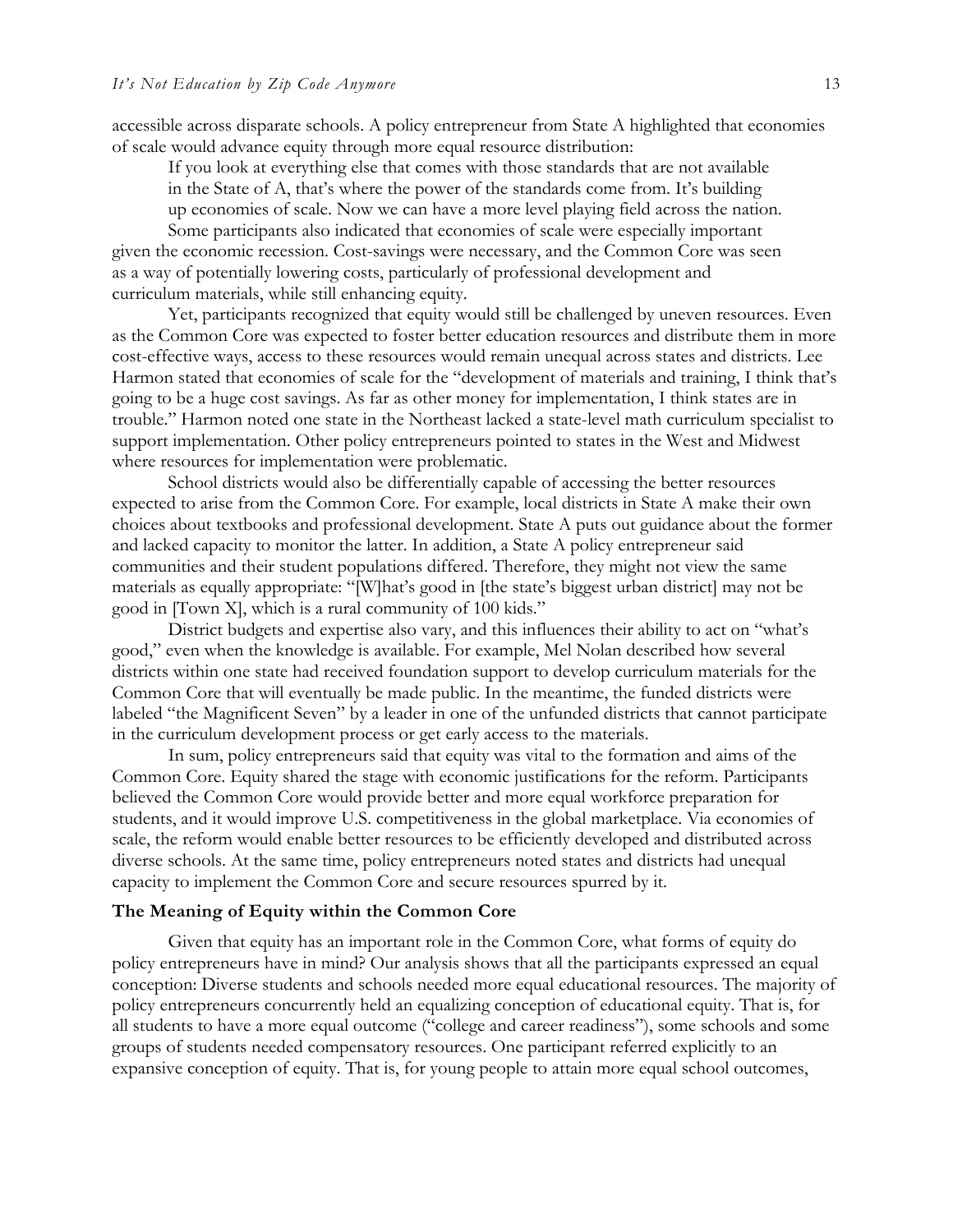accessible across disparate schools. A policy entrepreneur from State A highlighted that economies of scale would advance equity through more equal resource distribution:

> If you look at everything else that comes with those standards that are not available in the State of A, that's where the power of the standards come from. It's building up economies of scale. Now we can have a more level playing field across the nation.

Some participants also indicated that economies of scale were especially important given the economic recession. Cost-savings were necessary, and the Common Core was seen as a way of potentially lowering costs, particularly of professional development and curriculum materials, while still enhancing equity.

Yet, participants recognized that equity would still be challenged by uneven resources. Even as the Common Core was expected to foster better education resources and distribute them in more cost-effective ways, access to these resources would remain unequal across states and districts. Lee Harmon stated that economies of scale for the "development of materials and training, I think that's going to be a huge cost savings. As far as other money for implementation, I think states are in trouble." Harmon noted one state in the Northeast lacked a state-level math curriculum specialist to support implementation. Other policy entrepreneurs pointed to states in the West and Midwest where resources for implementation were problematic.

School districts would also be differentially capable of accessing the better resources expected to arise from the Common Core. For example, local districts in State A make their own choices about textbooks and professional development. State A puts out guidance about the former and lacked capacity to monitor the latter. In addition, a State A policy entrepreneur said communities and their student populations differed. Therefore, they might not view the same materials as equally appropriate: "[W]hat's good in [the state's biggest urban district] may not be good in [Town X], which is a rural community of 100 kids."

District budgets and expertise also vary, and this influences their ability to act on "what's good," even when the knowledge is available. For example, Mel Nolan described how several districts within one state had received foundation support to develop curriculum materials for the Common Core that will eventually be made public. In the meantime, the funded districts were labeled "the Magnificent Seven" by a leader in one of the unfunded districts that cannot participate in the curriculum development process or get early access to the materials.

In sum, policy entrepreneurs said that equity was vital to the formation and aims of the Common Core. Equity shared the stage with economic justifications for the reform. Participants believed the Common Core would provide better and more equal workforce preparation for students, and it would improve U.S. competitiveness in the global marketplace. Via economies of scale, the reform would enable better resources to be efficiently developed and distributed across diverse schools. At the same time, policy entrepreneurs noted states and districts had unequal capacity to implement the Common Core and secure resources spurred by it.

### The Meaning of Equity within the Common Core

Given that equity has an important role in the Common Core, what forms of equity do policy entrepreneurs have in mind? Our analysis shows that all the participants expressed an equal conception: Diverse students and schools needed more equal educational resources. The majority of policy entrepreneurs concurrently held an equalizing conception of educational equity. That is, for all students to have a more equal outcome ("college and career readiness"), some schools and some groups of students needed compensatory resources. One participant referred explicitly to an expansive conception of equity. That is, for young people to attain more equal school outcomes,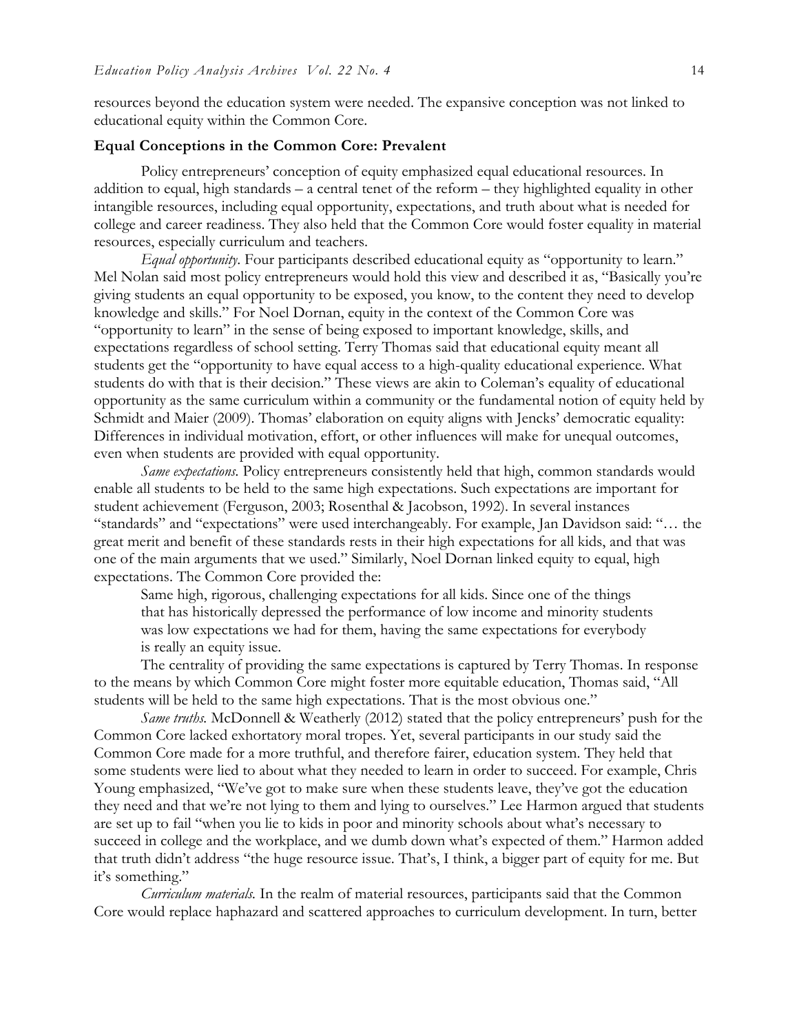resources beyond the education system were needed. The expansive conception was not linked to educational equity within the Common Core.

### Equal Conceptions in the Common Core: Prevalent

Policy entrepreneurs' conception of equity emphasized equal educational resources. In addition to equal, high standards – a central tenet of the reform – they highlighted equality in other intangible resources, including equal opportunity, expectations, and truth about what is needed for college and career readiness. They also held that the Common Core would foster equality in material resources, especially curriculum and teachers.

*Equal opportunity.* Four participants described educational equity as "opportunity to learn." Mel Nolan said most policy entrepreneurs would hold this view and described it as, "Basically you're giving students an equal opportunity to be exposed, you know, to the content they need to develop knowledge and skills." For Noel Dornan, equity in the context of the Common Core was "opportunity to learn" in the sense of being exposed to important knowledge, skills, and expectations regardless of school setting. Terry Thomas said that educational equity meant all students get the "opportunity to have equal access to a high-quality educational experience. What students do with that is their decision." These views are akin to Coleman's equality of educational opportunity as the same curriculum within a community or the fundamental notion of equity held by Schmidt and Maier (2009). Thomas' elaboration on equity aligns with Jencks' democratic equality: Differences in individual motivation, effort, or other influences will make for unequal outcomes, even when students are provided with equal opportunity.

*Same expectations.* Policy entrepreneurs consistently held that high, common standards would enable all students to be held to the same high expectations. Such expectations are important for student achievement (Ferguson, 2003; Rosenthal & Jacobson, 1992). In several instances "standards" and "expectations" were used interchangeably. For example, Jan Davidson said: "… the great merit and benefit of these standards rests in their high expectations for all kids, and that was one of the main arguments that we used." Similarly, Noel Dornan linked equity to equal, high expectations. The Common Core provided the:

> Same high, rigorous, challenging expectations for all kids. Since one of the things that has historically depressed the performance of low income and minority students was low expectations we had for them, having the same expectations for everybody is really an equity issue.

The centrality of providing the same expectations is captured by Terry Thomas. In response to the means by which Common Core might foster more equitable education, Thomas said, "All students will be held to the same high expectations. That is the most obvious one."

*Same truths.* McDonnell & Weatherly (2012) stated that the policy entrepreneurs' push for the Common Core lacked exhortatory moral tropes. Yet, several participants in our study said the Common Core made for a more truthful, and therefore fairer, education system. They held that some students were lied to about what they needed to learn in order to succeed. For example, Chris Young emphasized, "We've got to make sure when these students leave, they've got the education they need and that we're not lying to them and lying to ourselves." Lee Harmon argued that students are set up to fail "when you lie to kids in poor and minority schools about what's necessary to succeed in college and the workplace, and we dumb down what's expected of them." Harmon added that truth didn't address "the huge resource issue. That's, I think, a bigger part of equity for me. But it's something."

*Curriculum materials.* In the realm of material resources, participants said that the Common Core would replace haphazard and scattered approaches to curriculum development. In turn, better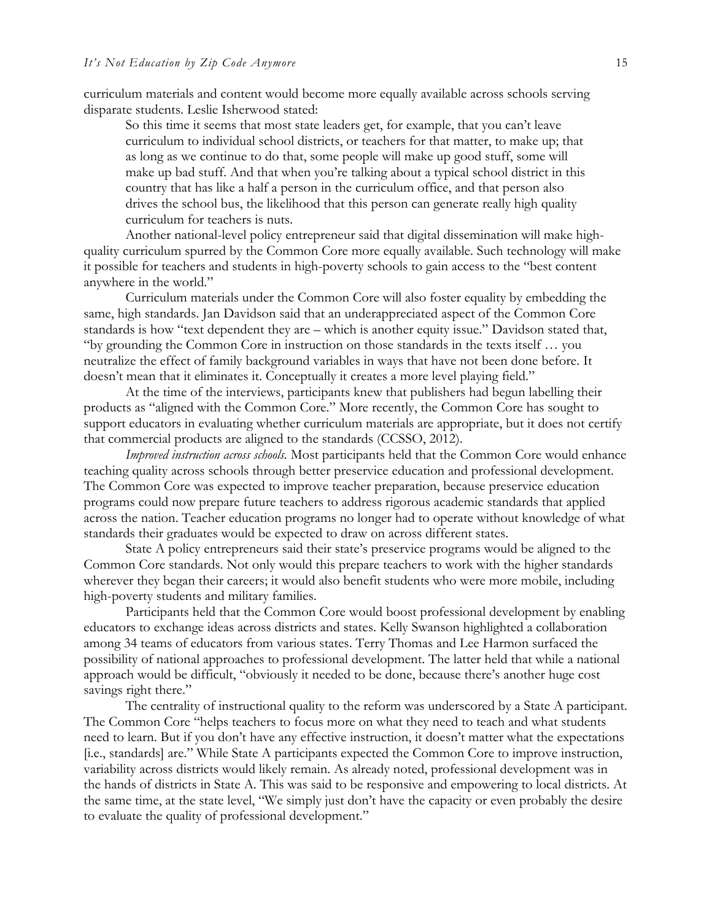curriculum materials and content would become more equally available across schools serving disparate students. Leslie Isherwood stated:

> So this time it seems that most state leaders get, for example, that you can't leave curriculum to individual school districts, or teachers for that matter, to make up; that as long as we continue to do that, some people will make up good stuff, some will make up bad stuff. And that when you're talking about a typical school district in this country that has like a half a person in the curriculum office, and that person also drives the school bus, the likelihood that this person can generate really high quality curriculum for teachers is nuts.

Another national-level policy entrepreneur said that digital dissemination will make high-quality curriculum spurred by the Common Core more equally available. Such technology will make it possible for teachers and students in high-poverty schools to gain access to the "best content anywhere in the world."

Curriculum materials under the Common Core will also foster equality by embedding the same, high standards. Jan Davidson said that an underappreciated aspect of the Common Core standards is how "text dependent they are – which is another equity issue." Davidson stated that, "by grounding the Common Core in instruction on those standards in the texts itself … you neutralize the effect of family background variables in ways that have not been done before. It doesn't mean that it eliminates it. Conceptually it creates a more level playing field."

At the time of the interviews, participants knew that publishers had begun labelling their products as "aligned with the Common Core." More recently, the Common Core has sought to support educators in evaluating whether curriculum materials are appropriate, but it does not certify that commercial products are aligned to the standards (CCSSO, 2012).

*Improved instruction across schools*. Most participants held that the Common Core would enhance teaching quality across schools through better preservice education and professional development. The Common Core was expected to improve teacher preparation, because preservice education programs could now prepare future teachers to address rigorous academic standards that applied across the nation. Teacher education programs no longer had to operate without knowledge of what standards their graduates would be expected to draw on across different states.

State A policy entrepreneurs said their state's preservice programs would be aligned to the Common Core standards. Not only would this prepare teachers to work with the higher standards wherever they began their careers; it would also benefit students who were more mobile, including high-poverty students and military families.

Participants held that the Common Core would boost professional development by enabling educators to exchange ideas across districts and states. Kelly Swanson highlighted a collaboration among 34 teams of educators from various states. Terry Thomas and Lee Harmon surfaced the possibility of national approaches to professional development. The latter held that while a national approach would be difficult, "obviously it needed to be done, because there's another huge cost savings right there."

The centrality of instructional quality to the reform was underscored by a State A participant. The Common Core "helps teachers to focus more on what they need to teach and what students need to learn. But if you don't have any effective instruction, it doesn't matter what the expectations [i.e., standards] are." While State A participants expected the Common Core to improve instruction, variability across districts would likely remain. As already noted, professional development was in the hands of districts in State A. This was said to be responsive and empowering to local districts. At the same time, at the state level, "We simply just don't have the capacity or even probably the desire to evaluate the quality of professional development."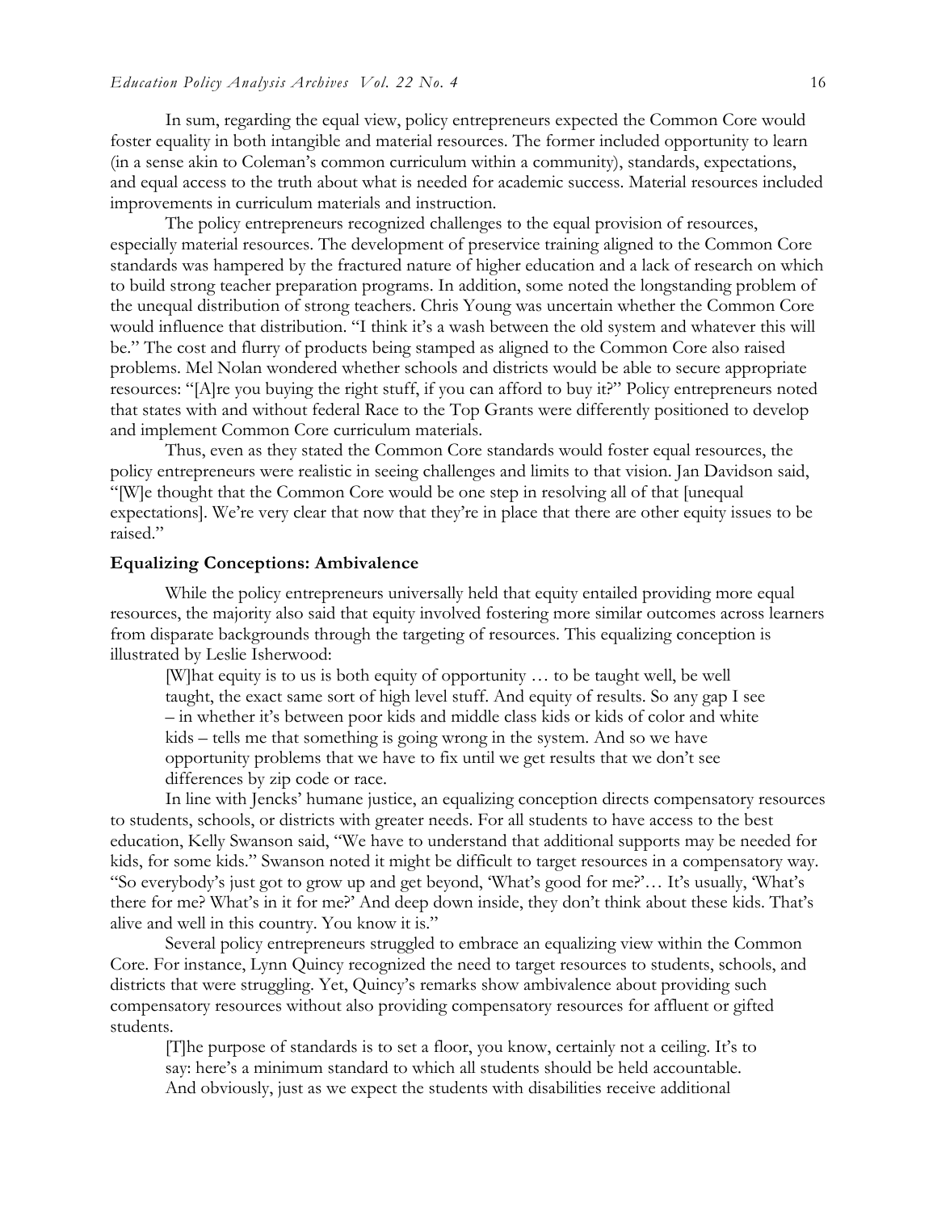In sum, regarding the equal view, policy entrepreneurs expected the Common Core would foster equality in both intangible and material resources. The former included opportunity to learn (in a sense akin to Coleman's common curriculum within a community), standards, expectations, and equal access to the truth about what is needed for academic success. Material resources included improvements in curriculum materials and instruction.

The policy entrepreneurs recognized challenges to the equal provision of resources, especially material resources. The development of preservice training aligned to the Common Core standards was hampered by the fractured nature of higher education and a lack of research on which to build strong teacher preparation programs. In addition, some noted the longstanding problem of the unequal distribution of strong teachers. Chris Young was uncertain whether the Common Core would influence that distribution. "I think it's a wash between the old system and whatever this will be." The cost and flurry of products being stamped as aligned to the Common Core also raised problems. Mel Nolan wondered whether schools and districts would be able to secure appropriate resources: "[A]re you buying the right stuff, if you can afford to buy it?" Policy entrepreneurs noted that states with and without federal Race to the Top Grants were differently positioned to develop and implement Common Core curriculum materials.

Thus, even as they stated the Common Core standards would foster equal resources, the policy entrepreneurs were realistic in seeing challenges and limits to that vision. Jan Davidson said, "[W]e thought that the Common Core would be one step in resolving all of that [unequal expectations]. We're very clear that now that they're in place that there are other equity issues to be raised."

### Equalizing Conceptions: Ambivalence

While the policy entrepreneurs universally held that equity entailed providing more equal resources, the majority also said that equity involved fostering more similar outcomes across learners from disparate backgrounds through the targeting of resources. This equalizing conception is illustrated by Leslie Isherwood:

> [W]hat equity is to us is both equity of opportunity … to be taught well, be well taught, the exact same sort of high level stuff. And equity of results. So any gap I see – in whether it's between poor kids and middle class kids or kids of color and white kids – tells me that something is going wrong in the system. And so we have opportunity problems that we have to fix until we get results that we don't see differences by zip code or race.

In line with Jencks' humane justice, an equalizing conception directs compensatory resources to students, schools, or districts with greater needs. For all students to have access to the best education, Kelly Swanson said, "We have to understand that additional supports may be needed for kids, for some kids." Swanson noted it might be difficult to target resources in a compensatory way. "So everybody's just got to grow up and get beyond, 'What's good for me?'… It's usually, 'What's there for me? What's in it for me?' And deep down inside, they don't think about these kids. That's alive and well in this country. You know it is."

Several policy entrepreneurs struggled to embrace an equalizing view within the Common Core. For instance, Lynn Quincy recognized the need to target resources to students, schools, and districts that were struggling. Yet, Quincy's remarks show ambivalence about providing such compensatory resources without also providing compensatory resources for affluent or gifted students.

> [T]he purpose of standards is to set a floor, you know, certainly not a ceiling. It's to say: here's a minimum standard to which all students should be held accountable. And obviously, just as we expect the students with disabilities receive additional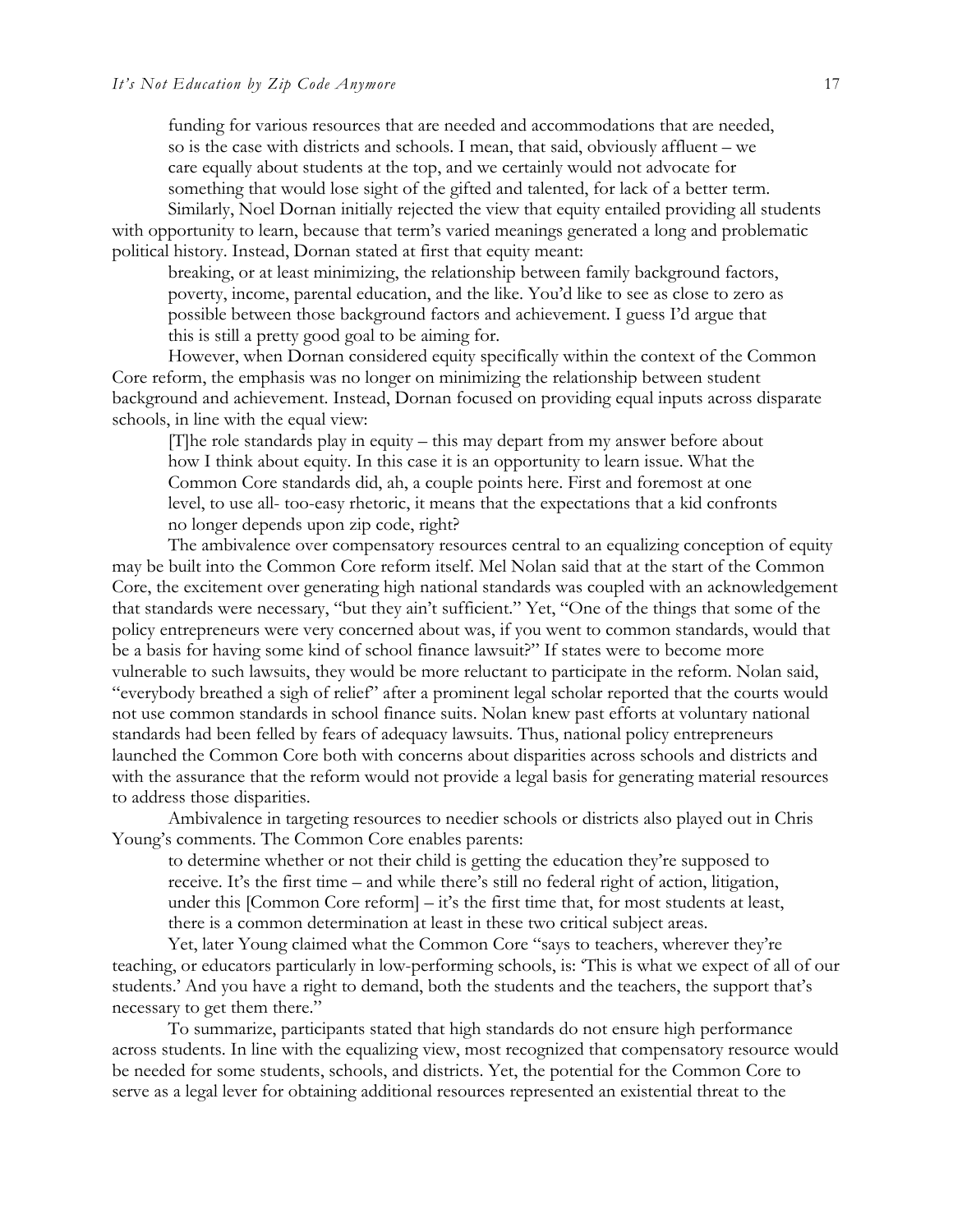funding for various resources that are needed and accommodations that are needed, so is the case with districts and schools. I mean, that said, obviously affluent – we care equally about students at the top, and we certainly would not advocate for something that would lose sight of the gifted and talented, for lack of a better term.

Similarly, Noel Dornan initially rejected the view that equity entailed providing all students with opportunity to learn, because that term's varied meanings generated a long and problematic political history. Instead, Dornan stated at first that equity meant:

> breaking, or at least minimizing, the relationship between family background factors, poverty, income, parental education, and the like. You'd like to see as close to zero as possible between those background factors and achievement. I guess I'd argue that this is still a pretty good goal to be aiming for.

However, when Dornan considered equity specifically within the context of the Common Core reform, the emphasis was no longer on minimizing the relationship between student background and achievement. Instead, Dornan focused on providing equal inputs across disparate schools, in line with the equal view:

> [T]he role standards play in equity – this may depart from my answer before about how I think about equity. In this case it is an opportunity to learn issue. What the Common Core standards did, ah, a couple points here. First and foremost at one level, to use all- too-easy rhetoric, it means that the expectations that a kid confronts no longer depends upon zip code, right?

The ambivalence over compensatory resources central to an equalizing conception of equity may be built into the Common Core reform itself. Mel Nolan said that at the start of the Common Core, the excitement over generating high national standards was coupled with an acknowledgement that standards were necessary, "but they ain't sufficient." Yet, "One of the things that some of the policy entrepreneurs were very concerned about was, if you went to common standards, would that be a basis for having some kind of school finance lawsuit?" If states were to become more vulnerable to such lawsuits, they would be more reluctant to participate in the reform. Nolan said, "everybody breathed a sigh of relief" after a prominent legal scholar reported that the courts would not use common standards in school finance suits. Nolan knew past efforts at voluntary national standards had been felled by fears of adequacy lawsuits. Thus, national policy entrepreneurs launched the Common Core both with concerns about disparities across schools and districts and with the assurance that the reform would not provide a legal basis for generating material resources to address those disparities.

Ambivalence in targeting resources to needier schools or districts also played out in Chris Young's comments. The Common Core enables parents:

> to determine whether or not their child is getting the education they're supposed to receive. It's the first time – and while there's still no federal right of action, litigation, under this [Common Core reform] – it's the first time that, for most students at least, there is a common determination at least in these two critical subject areas.

Yet, later Young claimed what the Common Core "says to teachers, wherever they're teaching, or educators particularly in low-performing schools, is: 'This is what we expect of all of our students.' And you have a right to demand, both the students and the teachers, the support that's necessary to get them there."

To summarize, participants stated that high standards do not ensure high performance across students. In line with the equalizing view, most recognized that compensatory resource would be needed for some students, schools, and districts. Yet, the potential for the Common Core to serve as a legal lever for obtaining additional resources represented an existential threat to the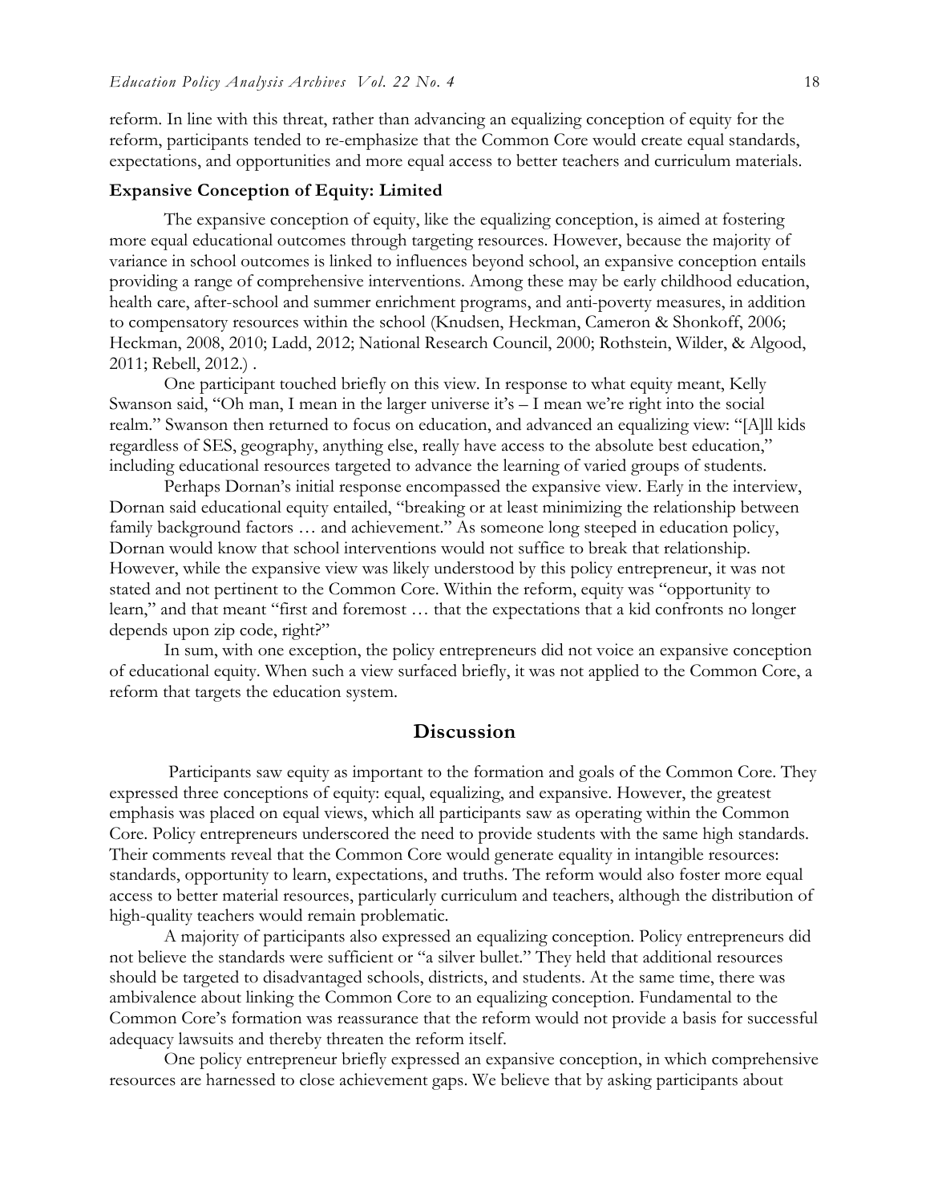reform. In line with this threat, rather than advancing an equalizing conception of equity for the reform, participants tended to re-emphasize that the Common Core would create equal standards, expectations, and opportunities and more equal access to better teachers and curriculum materials.

**Expansive Conception of Equity: Limited**

The expansive conception of equity, like the equalizing conception, is aimed at fostering more equal educational outcomes through targeting resources. However, because the majority of variance in school outcomes is linked to influences beyond school, an expansive conception entails providing a range of comprehensive interventions. Among these may be early childhood education, health care, after-school and summer enrichment programs, and anti-poverty measures, in addition to compensatory resources within the school (Knudsen, Heckman, Cameron & Shonkoff, 2006; Heckman, 2008, 2010; Ladd, 2012; National Research Council, 2000; Rothstein, Wilder, & Algood, 2011; Rebell, 2012.) .

One participant touched briefly on this view. In response to what equity meant, Kelly Swanson said, "Oh man, I mean in the larger universe it's – I mean we're right into the social realm." Swanson then returned to focus on education, and advanced an equalizing view: "[A]ll kids regardless of SES, geography, anything else, really have access to the absolute best education," including educational resources targeted to advance the learning of varied groups of students.

Perhaps Dornan's initial response encompassed the expansive view. Early in the interview, Dornan said educational equity entailed, "breaking or at least minimizing the relationship between family background factors … and achievement." As someone long steeped in education policy, Dornan would know that school interventions would not suffice to break that relationship. However, while the expansive view was likely understood by this policy entrepreneur, it was not stated and not pertinent to the Common Core. Within the reform, equity was "opportunity to learn," and that meant "first and foremost … that the expectations that a kid confronts no longer depends upon zip code, right?"

In sum, with one exception, the policy entrepreneurs did not voice an expansive conception of educational equity. When such a view surfaced briefly, it was not applied to the Common Core, a reform that targets the education system.

## Discussion

Participants saw equity as important to the formation and goals of the Common Core. They expressed three conceptions of equity: equal, equalizing, and expansive. However, the greatest emphasis was placed on equal views, which all participants saw as operating within the Common Core. Policy entrepreneurs underscored the need to provide students with the same high standards. Their comments reveal that the Common Core would generate equality in intangible resources: standards, opportunity to learn, expectations, and truths. The reform would also foster more equal access to better material resources, particularly curriculum and teachers, although the distribution of high-quality teachers would remain problematic.

A majority of participants also expressed an equalizing conception. Policy entrepreneurs did not believe the standards were sufficient or "a silver bullet." They held that additional resources should be targeted to disadvantaged schools, districts, and students. At the same time, there was ambivalence about linking the Common Core to an equalizing conception. Fundamental to the Common Core's formation was reassurance that the reform would not provide a basis for successful adequacy lawsuits and thereby threaten the reform itself.

One policy entrepreneur briefly expressed an expansive conception, in which comprehensive resources are harnessed to close achievement gaps. We believe that by asking participants about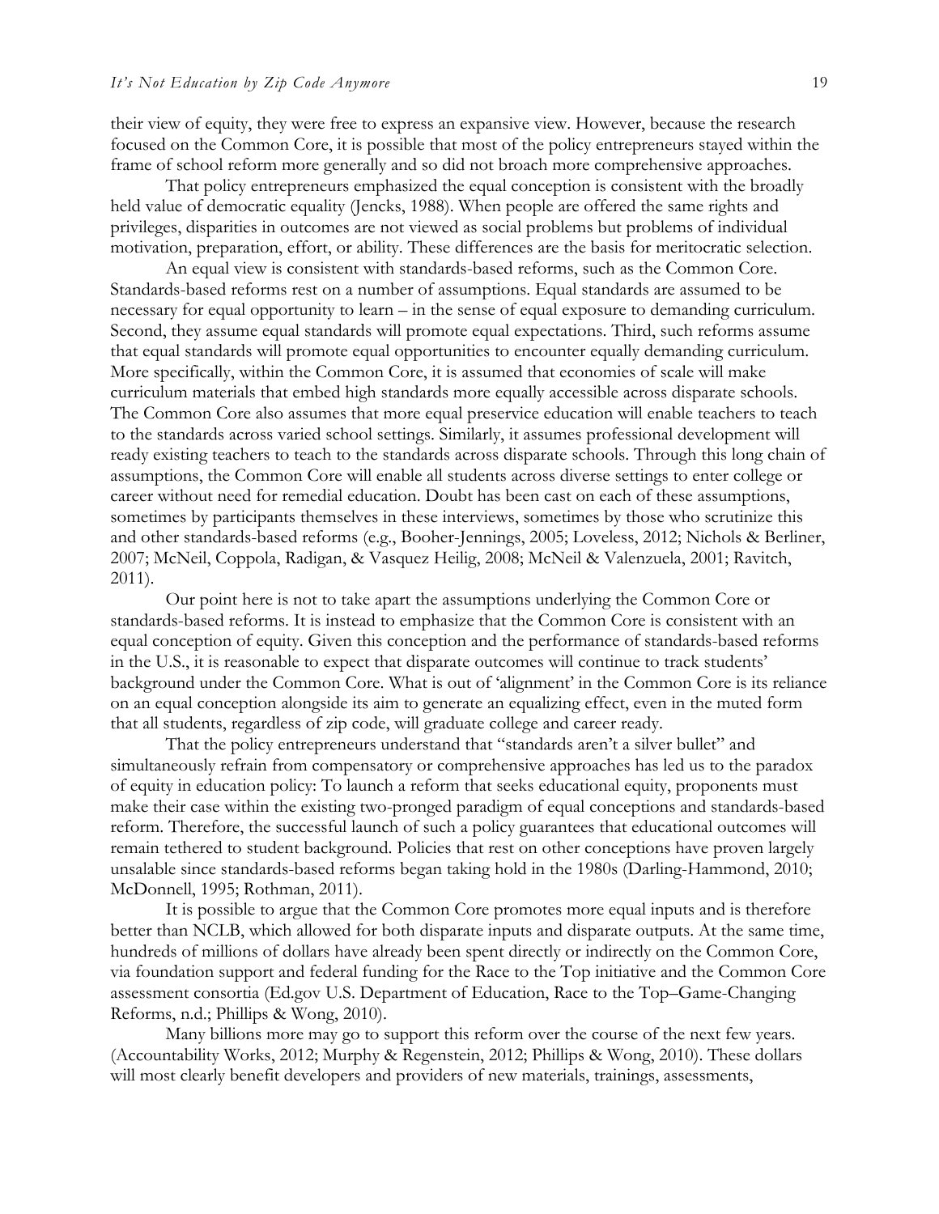their view of equity, they were free to express an expansive view. However, because the research focused on the Common Core, it is possible that most of the policy entrepreneurs stayed within the frame of school reform more generally and so did not broach more comprehensive approaches.

That policy entrepreneurs emphasized the equal conception is consistent with the broadly held value of democratic equality (Jencks, 1988). When people are offered the same rights and privileges, disparities in outcomes are not viewed as social problems but problems of individual motivation, preparation, effort, or ability. These differences are the basis for meritocratic selection.

An equal view is consistent with standards-based reforms, such as the Common Core. Standards-based reforms rest on a number of assumptions. Equal standards are assumed to be necessary for equal opportunity to learn – in the sense of equal exposure to demanding curriculum. Second, they assume equal standards will promote equal expectations. Third, such reforms assume that equal standards will promote equal opportunities to encounter equally demanding curriculum. More specifically, within the Common Core, it is assumed that economies of scale will make curriculum materials that embed high standards more equally accessible across disparate schools. The Common Core also assumes that more equal preservice education will enable teachers to teach to the standards across varied school settings. Similarly, it assumes professional development will ready existing teachers to teach to the standards across disparate schools. Through this long chain of assumptions, the Common Core will enable all students across diverse settings to enter college or career without need for remedial education. Doubt has been cast on each of these assumptions, sometimes by participants themselves in these interviews, sometimes by those who scrutinize this and other standards-based reforms (e.g., Booher-Jennings, 2005; Loveless, 2012; Nichols & Berliner, 2007; McNeil, Coppola, Radigan, & Vasquez Heilig, 2008; McNeil & Valenzuela, 2001; Ravitch, 2011).

Our point here is not to take apart the assumptions underlying the Common Core or standards-based reforms. It is instead to emphasize that the Common Core is consistent with an equal conception of equity. Given this conception and the performance of standards-based reforms in the U.S., it is reasonable to expect that disparate outcomes will continue to track students' background under the Common Core. What is out of 'alignment' in the Common Core is its reliance on an equal conception alongside its aim to generate an equalizing effect, even in the muted form that all students, regardless of zip code, will graduate college and career ready.

That the policy entrepreneurs understand that "standards aren't a silver bullet" and simultaneously refrain from compensatory or comprehensive approaches has led us to the paradox of equity in education policy: To launch a reform that seeks educational equity, proponents must make their case within the existing two-pronged paradigm of equal conceptions and standards-based reform. Therefore, the successful launch of such a policy guarantees that educational outcomes will remain tethered to student background. Policies that rest on other conceptions have proven largely unsalable since standards-based reforms began taking hold in the 1980s (Darling-Hammond, 2010; McDonnell, 1995; Rothman, 2011).

It is possible to argue that the Common Core promotes more equal inputs and is therefore better than NCLB, which allowed for both disparate inputs and disparate outputs. At the same time, hundreds of millions of dollars have already been spent directly or indirectly on the Common Core, via foundation support and federal funding for the Race to the Top initiative and the Common Core assessment consortia (Ed.gov U.S. Department of Education, Race to the Top–Game-Changing Reforms, n.d.; Phillips & Wong, 2010).

Many billions more may go to support this reform over the course of the next few years. (Accountability Works, 2012; Murphy & Regenstein, 2012; Phillips & Wong, 2010). These dollars will most clearly benefit developers and providers of new materials, trainings, assessments,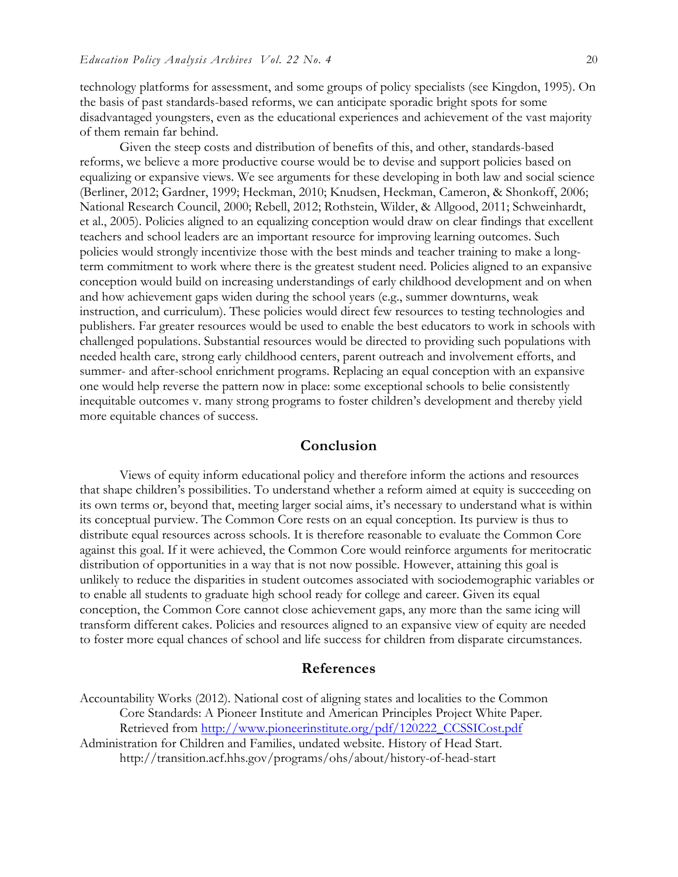technology platforms for assessment, and some groups of policy specialists (see Kingdon, 1995). On the basis of past standards-based reforms, we can anticipate sporadic bright spots for some disadvantaged youngsters, even as the educational experiences and achievement of the vast majority of them remain far behind.

Given the steep costs and distribution of benefits of this, and other, standards-based reforms, we believe a more productive course would be to devise and support policies based on equalizing or expansive views. We see arguments for these developing in both law and social science (Berliner, 2012; Gardner, 1999; Heckman, 2010; Knudsen, Heckman, Cameron, & Shonkoff, 2006; National Research Council, 2000; Rebell, 2012; Rothstein, Wilder, & Allgood, 2011; Schweinhardt, et al., 2005). Policies aligned to an equalizing conception would draw on clear findings that excellent teachers and school leaders are an important resource for improving learning outcomes. Such policies would strongly incentivize those with the best minds and teacher training to make a long-term commitment to work where there is the greatest student need. Policies aligned to an expansive conception would build on increasing understandings of early childhood development and on when and how achievement gaps widen during the school years (e.g., summer downturns, weak instruction, and curriculum). These policies would direct few resources to testing technologies and publishers. Far greater resources would be used to enable the best educators to work in schools with challenged populations. Substantial resources would be directed to providing such populations with needed health care, strong early childhood centers, parent outreach and involvement efforts, and summer- and after-school enrichment programs. Replacing an equal conception with an expansive one would help reverse the pattern now in place: some exceptional schools to belie consistently inequitable outcomes v. many strong programs to foster children's development and thereby yield more equitable chances of success.

## Conclusion

Views of equity inform educational policy and therefore inform the actions and resources that shape children's possibilities. To understand whether a reform aimed at equity is succeeding on its own terms or, beyond that, meeting larger social aims, it's necessary to understand what is within its conceptual purview. The Common Core rests on an equal conception. Its purview is thus to distribute equal resources across schools. It is therefore reasonable to evaluate the Common Core against this goal. If it were achieved, the Common Core would reinforce arguments for meritocratic distribution of opportunities in a way that is not now possible. However, attaining this goal is unlikely to reduce the disparities in student outcomes associated with sociodemographic variables or to enable all students to graduate high school ready for college and career. Given its equal conception, the Common Core cannot close achievement gaps, any more than the same icing will transform different cakes. Policies and resources aligned to an expansive view of equity are needed to foster more equal chances of school and life success for children from disparate circumstances.

## References

Accountability Works (2012). National cost of aligning states and localities to the Common Core Standards: A Pioneer Institute and American Principles Project White Paper. Retrieved from http://www.pioneerinstitute.org/pdf/120222_CCSSICost.pdf

Administration for Children and Families, undated website. History of Head Start. http://transition.acf.hhs.gov/programs/ohs/about/history-of-head-start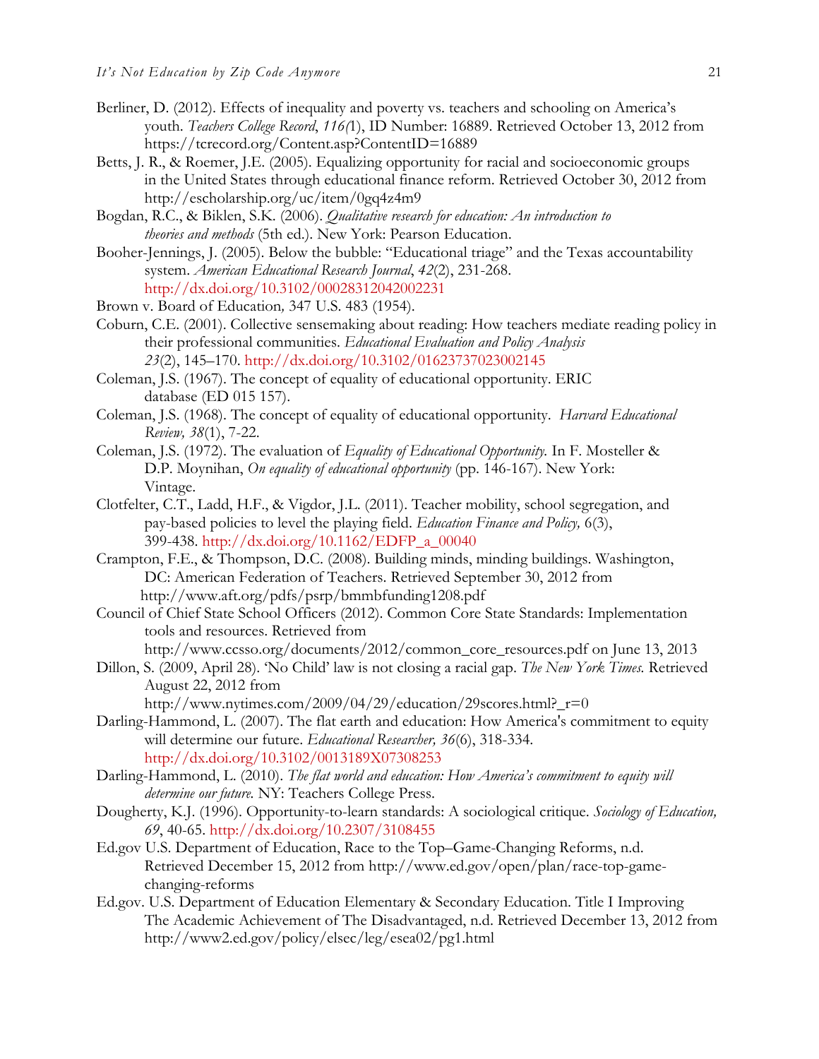Berliner, D. (2012). Effects of inequality and poverty vs. teachers and schooling on America's youth. *Teachers College Record*, *116(*1), ID Number: 16889. Retrieved October 13, 2012 from https://tcrecord.org/Content.asp?ContentID=16889

Betts, J. R., & Roemer, J.E. (2005). Equalizing opportunity for racial and socioeconomic groups in the United States through educational finance reform. Retrieved October 30, 2012 from http://escholarship.org/uc/item/0gq4z4m9

Bogdan, R.C., & Biklen, S.K. (2006). *Qualitative research for education: An introduction to theories and methods* (5th ed.). New York: Pearson Education.

Booher-Jennings, J. (2005). Below the bubble: "Educational triage" and the Texas accountability system. *American Educational Research Journal*, *42*(2), 231-268. http://dx.doi.org/10.3102/00028312042002231

Brown v. Board of Education*,* 347 U.S. 483 (1954).

Coburn, C.E. (2001). Collective sensemaking about reading: How teachers mediate reading policy in their professional communities. *Educational Evaluation and Policy Analysis 23*(2), 145–170. http://dx.doi.org/10.3102/01623737023002145

Coleman, J.S. (1967). The concept of equality of educational opportunity. ERIC database (ED 015 157).

Coleman, J.S. (1968). The concept of equality of educational opportunity. *Harvard Educational Review, 38*(1), 7-22.

Coleman, J.S. (1972). The evaluation of *Equality of Educational Opportunity.* In F. Mosteller & D.P. Moynihan, *On equality of educational opportunity* (pp. 146-167). New York: Vintage.

Clotfelter, C.T., Ladd, H.F., & Vigdor, J.L. (2011). Teacher mobility, school segregation, and pay-based policies to level the playing field. *Education Finance and Policy,* 6(3), 399-438. http://dx.doi.org/10.1162/EDFP_a_00040

Crampton, F.E., & Thompson, D.C. (2008). Building minds, minding buildings. Washington, DC: American Federation of Teachers. Retrieved September 30, 2012 from http://www.aft.org/pdfs/psrp/bmmbfunding1208.pdf

Council of Chief State School Officers (2012). Common Core State Standards: Implementation tools and resources. Retrieved from http://www.ccsso.org/documents/2012/common_core_resources.pdf on June 13, 2013

Dillon, S. (2009, April 28). 'No Child' law is not closing a racial gap. *The New York Times.* Retrieved August 22, 2012 from http://www.nytimes.com/2009/04/29/education/29scores.html?_r=0

Darling-Hammond, L. (2007). The flat earth and education: How America's commitment to equity will determine our future. *Educational Researcher, 36*(6), 318-334. http://dx.doi.org/10.3102/0013189X07308253

Darling-Hammond, L. (2010). *The flat world and education: How America's commitment to equity will determine our future.* NY: Teachers College Press.

Dougherty, K.J. (1996). Opportunity-to-learn standards: A sociological critique. *Sociology of Education, 69*, 40-65. http://dx.doi.org/10.2307/3108455

Ed.gov U.S. Department of Education, Race to the Top–Game-Changing Reforms, n.d. Retrieved December 15, 2012 from http://www.ed.gov/open/plan/race-top-game-changing-reforms

Ed.gov. U.S. Department of Education Elementary & Secondary Education. Title I Improving The Academic Achievement of The Disadvantaged, n.d. Retrieved December 13, 2012 from http://www2.ed.gov/policy/elsec/leg/esea02/pg1.html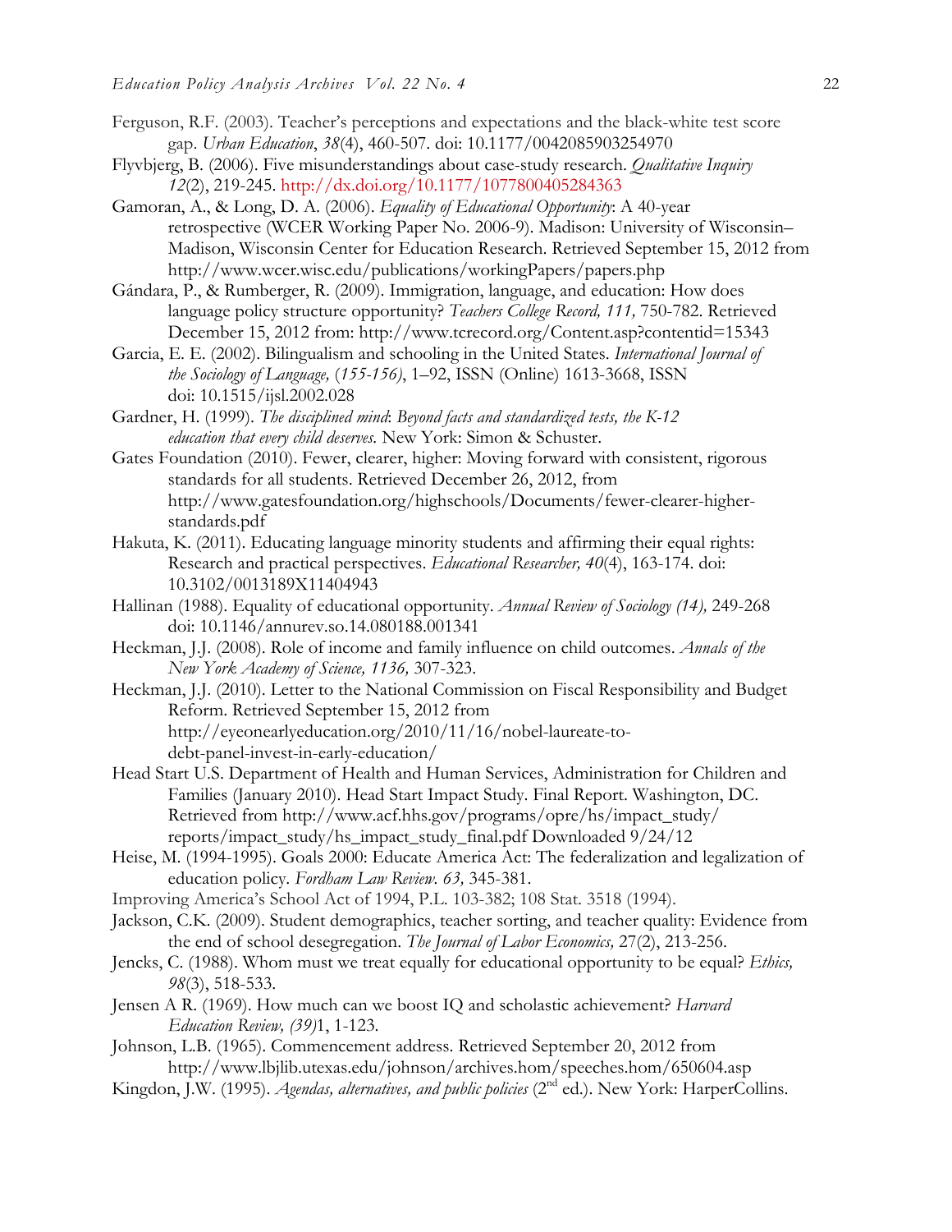Ferguson, R.F. (2003). Teacher's perceptions and expectations and the black-white test score gap. *Urban Education*, *38*(4), 460-507. doi: 10.1177/0042085903254970

Flyvbjerg, B. (2006). Five misunderstandings about case-study research. *Qualitative Inquiry 12*(2), 219-245. http://dx.doi.org/10.1177/1077800405284363

Gamoran, A., & Long, D. A. (2006). *Equality of Educational Opportunity*: A 40-year retrospective (WCER Working Paper No. 2006-9). Madison: University of Wisconsin–Madison, Wisconsin Center for Education Research. Retrieved September 15, 2012 from http://www.wcer.wisc.edu/publications/workingPapers/papers.php

Gándara, P., & Rumberger, R. (2009). Immigration, language, and education: How does language policy structure opportunity? *Teachers College Record, 111,* 750-782. Retrieved December 15, 2012 from: http://www.tcrecord.org/Content.asp?contentid=15343

Garcia, E. E. (2002). Bilingualism and schooling in the United States. *International Journal of the Sociology of Language,* (*155-156)*, 1–92, ISSN (Online) 1613-3668, ISSN doi: 10.1515/ijsl.2002.028

Gardner, H. (1999). *The disciplined mind*: *Beyond facts and standardized tests, the K-12 education that every child deserves.* New York: Simon & Schuster.

Gates Foundation (2010). Fewer, clearer, higher: Moving forward with consistent, rigorous standards for all students. Retrieved December 26, 2012, from http://www.gatesfoundation.org/highschools/Documents/fewer-clearer-higher-standards.pdf

Hakuta, K. (2011). Educating language minority students and affirming their equal rights: Research and practical perspectives. *Educational Researcher, 40*(4), 163-174. doi: 10.3102/0013189X11404943

Hallinan (1988). Equality of educational opportunity. *Annual Review of Sociology (14),* 249-268 doi: 10.1146/annurev.so.14.080188.001341

Heckman, J.J. (2008). Role of income and family influence on child outcomes. *Annals of the New York Academy of Science, 1136,* 307-323.

Heckman, J.J. (2010). Letter to the National Commission on Fiscal Responsibility and Budget Reform. Retrieved September 15, 2012 from http://eyeonearlyeducation.org/2010/11/16/nobel-laureate-to-debt-panel-invest-in-early-education/

Head Start U.S. Department of Health and Human Services, Administration for Children and Families (January 2010). Head Start Impact Study. Final Report. Washington, DC. Retrieved from http://www.acf.hhs.gov/programs/opre/hs/impact_study/reports/impact_study/hs_impact_study_final.pdf Downloaded 9/24/12

Heise, M. (1994-1995). Goals 2000: Educate America Act: The federalization and legalization of education policy. *Fordham Law Review. 63,* 345-381.

Improving America's School Act of 1994, P.L. 103-382; 108 Stat. 3518 (1994).

Jackson, C.K. (2009). Student demographics, teacher sorting, and teacher quality: Evidence from the end of school desegregation. *The Journal of Labor Economics,* 27(2), 213-256.

Jencks, C. (1988). Whom must we treat equally for educational opportunity to be equal? *Ethics, 98*(3), 518-533.

Jensen A R. (1969). How much can we boost IQ and scholastic achievement? *Harvard Education Review, (39)*1, 1-123.

Johnson, L.B. (1965). Commencement address. Retrieved September 20, 2012 from http://www.lbjlib.utexas.edu/johnson/archives.hom/speeches.hom/650604.asp

Kingdon, J.W. (1995). *Agendas, alternatives, and public policies* (2nd ed.). New York: HarperCollins.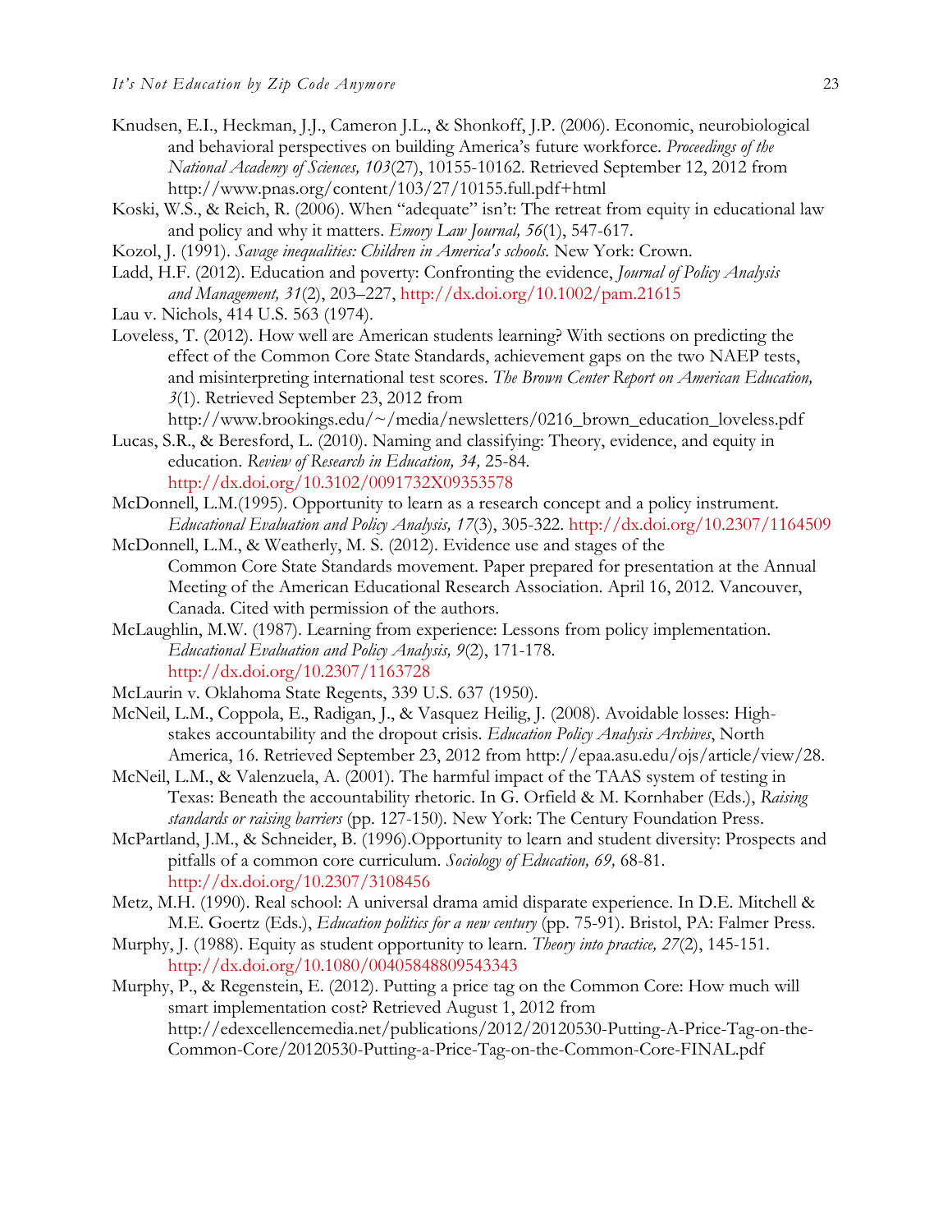Knudsen, E.I., Heckman, J.J., Cameron J.L., & Shonkoff, J.P. (2006). Economic, neurobiological and behavioral perspectives on building America's future workforce. *Proceedings of the National Academy of Sciences, 103*(27), 10155-10162. Retrieved September 12, 2012 from http://www.pnas.org/content/103/27/10155.full.pdf+html

Koski, W.S., & Reich, R. (2006). When "adequate" isn't: The retreat from equity in educational law and policy and why it matters. *Emory Law Journal, 56*(1), 547-617.

Kozol, J. (1991). *Savage inequalities: Children in America's schools.* New York: Crown.

Ladd, H.F. (2012). Education and poverty: Confronting the evidence, *Journal of Policy Analysis and Management, 31*(2), 203–227, http://dx.doi.org/10.1002/pam.21615

Lau v. Nichols, 414 U.S. 563 (1974).

Loveless, T. (2012). How well are American students learning? With sections on predicting the effect of the Common Core State Standards, achievement gaps on the two NAEP tests, and misinterpreting international test scores. *The Brown Center Report on American Education, 3*(1). Retrieved September 23, 2012 from http://www.brookings.edu/~/media/newsletters/0216_brown_education_loveless.pdf

Lucas, S.R., & Beresford, L. (2010). Naming and classifying: Theory, evidence, and equity in education. *Review of Research in Education, 34,* 25-84. http://dx.doi.org/10.3102/0091732X09353578

McDonnell, L.M.(1995). Opportunity to learn as a research concept and a policy instrument. *Educational Evaluation and Policy Analysis, 17*(3), 305-322. http://dx.doi.org/10.2307/1164509

McDonnell, L.M., & Weatherly, M. S. (2012). Evidence use and stages of the Common Core State Standards movement. Paper prepared for presentation at the Annual Meeting of the American Educational Research Association. April 16, 2012. Vancouver, Canada. Cited with permission of the authors.

McLaughlin, M.W. (1987). Learning from experience: Lessons from policy implementation. *Educational Evaluation and Policy Analysis, 9*(2), 171-178. http://dx.doi.org/10.2307/1163728

McLaurin v. Oklahoma State Regents, 339 U.S. 637 (1950).

McNeil, L.M., Coppola, E., Radigan, J., & Vasquez Heilig, J. (2008). Avoidable losses: High-stakes accountability and the dropout crisis. *Education Policy Analysis Archives*, North America, 16. Retrieved September 23, 2012 from http://epaa.asu.edu/ojs/article/view/28.

McNeil, L.M., & Valenzuela, A. (2001). The harmful impact of the TAAS system of testing in Texas: Beneath the accountability rhetoric. In G. Orfield & M. Kornhaber (Eds.), *Raising standards or raising barriers* (pp. 127-150). New York: The Century Foundation Press.

McPartland, J.M., & Schneider, B. (1996).Opportunity to learn and student diversity: Prospects and pitfalls of a common core curriculum. *Sociology of Education, 69,* 68-81. http://dx.doi.org/10.2307/3108456

Metz, M.H. (1990). Real school: A universal drama amid disparate experience. In D.E. Mitchell & M.E. Goertz (Eds.), *Education politics for a new century* (pp. 75-91). Bristol, PA: Falmer Press.

Murphy, J. (1988). Equity as student opportunity to learn. *Theory into practice, 27*(2), 145-151. http://dx.doi.org/10.1080/00405848809543343

Murphy, P., & Regenstein, E. (2012). Putting a price tag on the Common Core: How much will smart implementation cost? Retrieved August 1, 2012 from http://edexcellencemedia.net/publications/2012/20120530-Putting-A-Price-Tag-on-the-Common-Core/20120530-Putting-a-Price-Tag-on-the-Common-Core-FINAL.pdf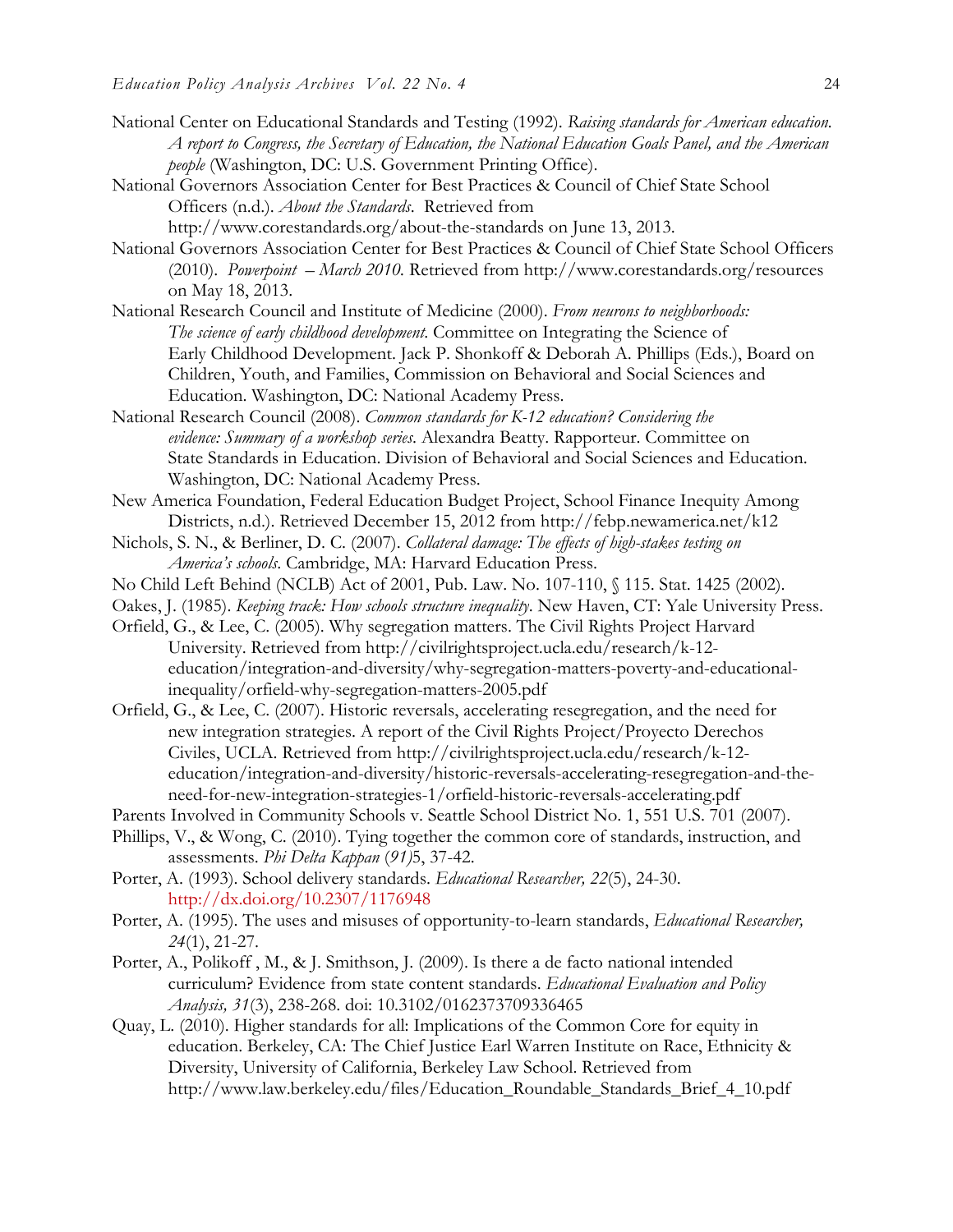National Center on Educational Standards and Testing (1992). *Raising standards for American education. A report to Congress, the Secretary of Education, the National Education Goals Panel, and the American people* (Washington, DC: U.S. Government Printing Office).

National Governors Association Center for Best Practices & Council of Chief State School Officers (n.d.). *About the Standards*. Retrieved from http://www.corestandards.org/about-the-standards on June 13, 2013.

National Governors Association Center for Best Practices & Council of Chief State School Officers (2010). *Powerpoint – March 2010*. Retrieved from http://www.corestandards.org/resources on May 18, 2013.

National Research Council and Institute of Medicine (2000). *From neurons to neighborhoods: The science of early childhood development*. Committee on Integrating the Science of Early Childhood Development. Jack P. Shonkoff & Deborah A. Phillips (Eds.), Board on Children, Youth, and Families, Commission on Behavioral and Social Sciences and Education. Washington, DC: National Academy Press.

National Research Council (2008). *Common standards for K-12 education? Considering the evidence: Summary of a workshop series*. Alexandra Beatty. Rapporteur. Committee on State Standards in Education. Division of Behavioral and Social Sciences and Education. Washington, DC: National Academy Press.

New America Foundation, Federal Education Budget Project, School Finance Inequity Among Districts, n.d.). Retrieved December 15, 2012 from http://febp.newamerica.net/k12

Nichols, S. N., & Berliner, D. C. (2007). *Collateral damage: The effects of high-stakes testing on America's schools*. Cambridge, MA: Harvard Education Press.

No Child Left Behind (NCLB) Act of 2001, Pub. Law. No. 107-110, § 115. Stat. 1425 (2002).

Oakes, J. (1985). *Keeping track: How schools structure inequality*. New Haven, CT: Yale University Press.

Orfield, G., & Lee, C. (2005). Why segregation matters. The Civil Rights Project Harvard University. Retrieved from http://civilrightsproject.ucla.edu/research/k-12-education/integration-and-diversity/why-segregation-matters-poverty-and-educational-inequality/orfield-why-segregation-matters-2005.pdf

Orfield, G., & Lee, C. (2007). Historic reversals, accelerating resegregation, and the need for new integration strategies. A report of the Civil Rights Project/Proyecto Derechos Civiles, UCLA. Retrieved from http://civilrightsproject.ucla.edu/research/k-12-education/integration-and-diversity/historic-reversals-accelerating-resegregation-and-the-need-for-new-integration-strategies-1/orfield-historic-reversals-accelerating.pdf

Parents Involved in Community Schools v. Seattle School District No. 1, 551 U.S. 701 (2007).

Phillips, V., & Wong, C. (2010). Tying together the common core of standards, instruction, and assessments. *Phi Delta Kappan* (*91)*5, 37-42.

Porter, A. (1993). School delivery standards. *Educational Researcher, 22*(5), 24-30. http://dx.doi.org/10.2307/1176948

Porter, A. (1995). The uses and misuses of opportunity-to-learn standards, *Educational Researcher, 24*(1), 21-27.

Porter, A., Polikoff , M., & J. Smithson, J. (2009). Is there a de facto national intended curriculum? Evidence from state content standards. *Educational Evaluation and Policy Analysis, 31*(3), 238-268. doi: 10.3102/0162373709336465

Quay, L. (2010). Higher standards for all: Implications of the Common Core for equity in education. Berkeley, CA: The Chief Justice Earl Warren Institute on Race, Ethnicity & Diversity, University of California, Berkeley Law School. Retrieved from http://www.law.berkeley.edu/files/Education_Roundable_Standards_Brief_4_10.pdf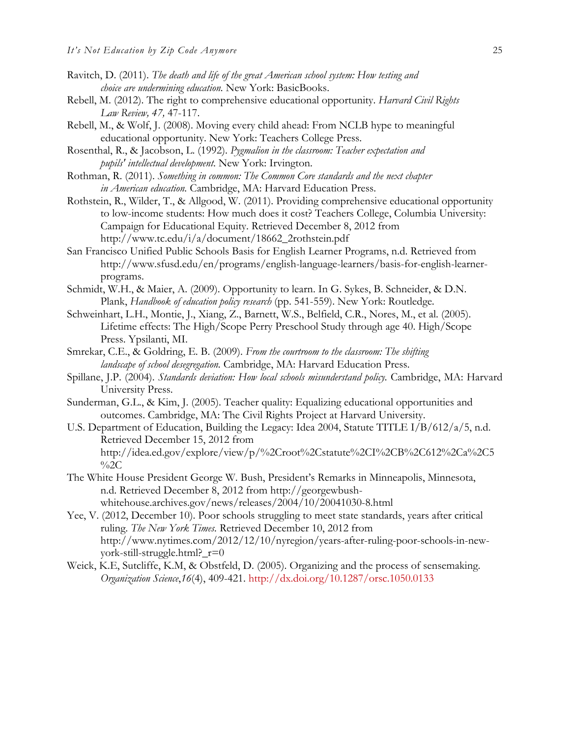Ravitch, D. (2011). *The death and life of the great American school system: How testing and choice are undermining education.* New York: BasicBooks.

Rebell, M. (2012). The right to comprehensive educational opportunity. *Harvard Civil Rights Law Review, 47,* 47-117.

Rebell, M., & Wolf, J. (2008). Moving every child ahead: From NCLB hype to meaningful educational opportunity. New York: Teachers College Press.

Rosenthal, R., & Jacobson, L. (1992). *Pygmalion in the classroom: Teacher expectation and pupils' intellectual development.* New York: Irvington.

Rothman, R. (2011). *Something in common: The Common Core standards and the next chapter in American education.* Cambridge, MA: Harvard Education Press.

Rothstein, R., Wilder, T., & Allgood, W. (2011). Providing comprehensive educational opportunity to low-income students: How much does it cost? Teachers College, Columbia University: Campaign for Educational Equity. Retrieved December 8, 2012 from http://www.tc.edu/i/a/document/18662_2rothstein.pdf

San Francisco Unified Public Schools Basis for English Learner Programs, n.d. Retrieved from http://www.sfusd.edu/en/programs/english-language-learners/basis-for-english-learner-programs.

Schmidt, W.H., & Maier, A. (2009). Opportunity to learn. In G. Sykes, B. Schneider, & D.N. Plank, *Handbook of education policy research* (pp. 541-559). New York: Routledge.

Schweinhart, L.H., Montie, J., Xiang, Z., Barnett, W.S., Belfield, C.R., Nores, M., et al. (2005). Lifetime effects: The High/Scope Perry Preschool Study through age 40. High/Scope Press. Ypsilanti, MI.

Smrekar, C.E., & Goldring, E. B. (2009). *From the courtroom to the classroom: The shifting landscape of school desegregation.* Cambridge, MA: Harvard Education Press.

Spillane, J.P. (2004). *Standards deviation: How local schools misunderstand policy.* Cambridge, MA: Harvard University Press.

Sunderman, G.L., & Kim, J. (2005). Teacher quality: Equalizing educational opportunities and outcomes. Cambridge, MA: The Civil Rights Project at Harvard University.

U.S. Department of Education, Building the Legacy: Idea 2004, Statute TITLE I/B/612/a/5, n.d. Retrieved December 15, 2012 from http://idea.ed.gov/explore/view/p/%2Croot%2Cstatute%2CI%2CB%2C612%2Ca%2C5%2C

The White House President George W. Bush, President's Remarks in Minneapolis, Minnesota, n.d. Retrieved December 8, 2012 from http://georgewbush-whitehouse.archives.gov/news/releases/2004/10/20041030-8.html

Yee, V. (2012, December 10). Poor schools struggling to meet state standards, years after critical ruling. *The New York Times.* Retrieved December 10, 2012 from http://www.nytimes.com/2012/12/10/nyregion/years-after-ruling-poor-schools-in-new-york-still-struggle.html?_r=0

Weick, K.E, Sutcliffe, K.M, & Obstfeld, D. (2005). Organizing and the process of sensemaking. *Organization Science*,*16*(4), 409-421. http://dx.doi.org/10.1287/orsc.1050.0133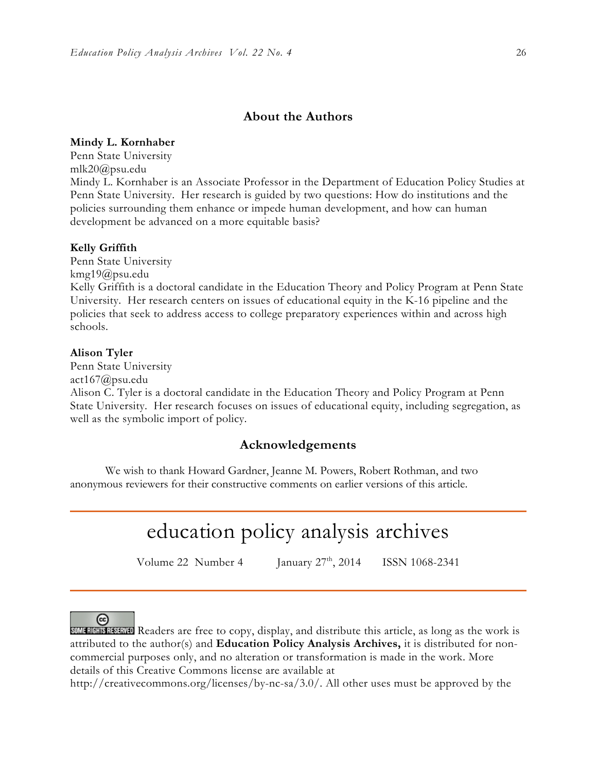## About the Authors

**Mindy L. Kornhaber**
Penn State University
mlk20@psu.edu
Mindy L. Kornhaber is an Associate Professor in the Department of Education Policy Studies at Penn State University. Her research is guided by two questions: How do institutions and the policies surrounding them enhance or impede human development, and how can human development be advanced on a more equitable basis?

**Kelly Griffith**
Penn State University
kmg19@psu.edu
Kelly Griffith is a doctoral candidate in the Education Theory and Policy Program at Penn State University. Her research centers on issues of educational equity in the K-16 pipeline and the policies that seek to address access to college preparatory experiences within and across high schools.

**Alison Tyler**
Penn State University
act167@psu.edu
Alison C. Tyler is a doctoral candidate in the Education Theory and Policy Program at Penn State University. Her research focuses on issues of educational equity, including segregation, as well as the symbolic import of policy.

## Acknowledgements

We wish to thank Howard Gardner, Jeanne M. Powers, Robert Rothman, and two anonymous reviewers for their constructive comments on earlier versions of this article.

---

# education policy analysis archives

Volume 22 Number 4 January 27th, 2014 ISSN 1068-2341

---

SOME RIGHTS RESERVED Readers are free to copy, display, and distribute this article, as long as the work is attributed to the author(s) and **Education Policy Analysis Archives,** it is distributed for non-commercial purposes only, and no alteration or transformation is made in the work. More details of this Creative Commons license are available at http://creativecommons.org/licenses/by-nc-sa/3.0/. All other uses must be approved by the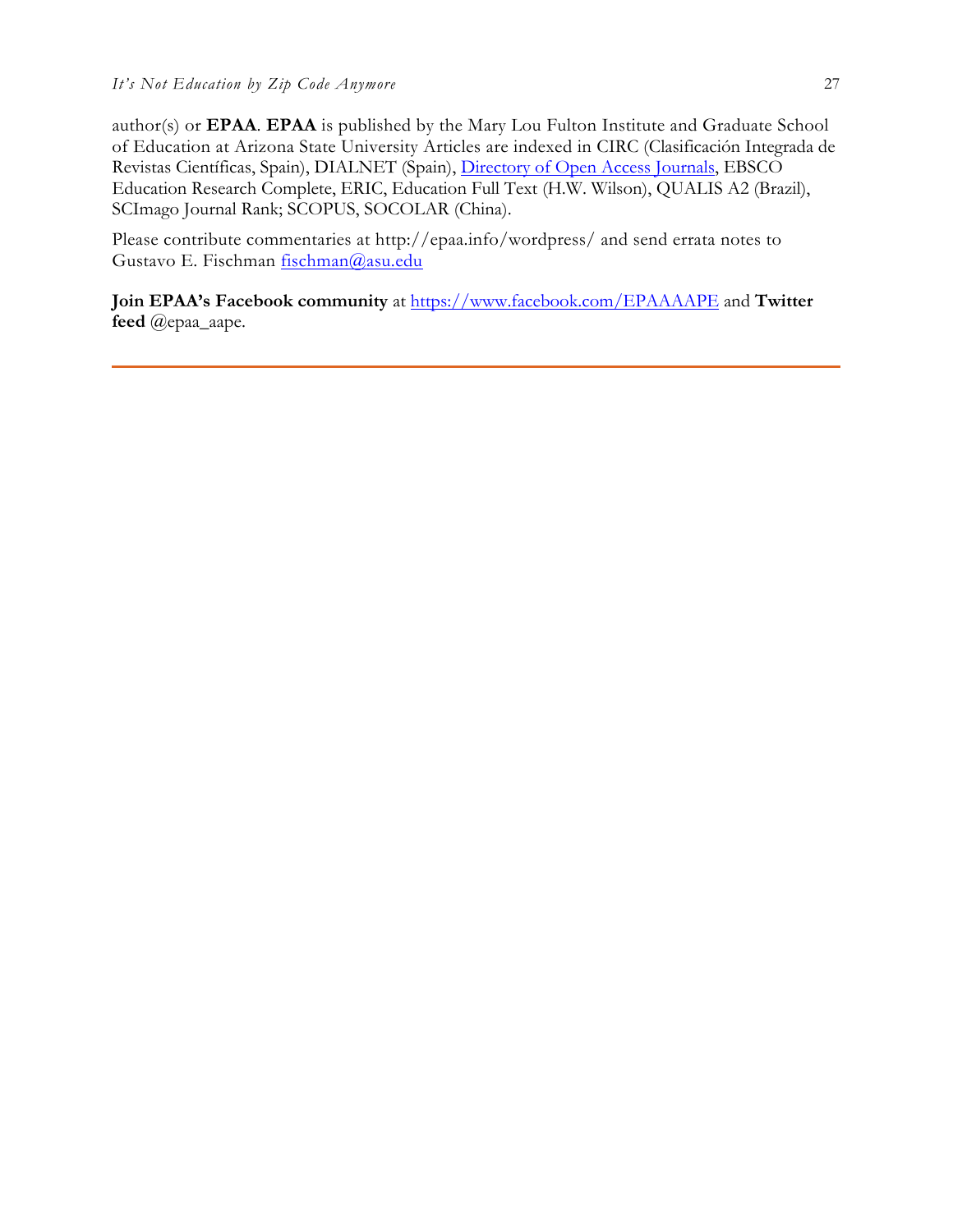author(s) or **EPAA**. **EPAA** is published by the Mary Lou Fulton Institute and Graduate School of Education at Arizona State University Articles are indexed in CIRC (Clasificación Integrada de Revistas Científicas, Spain), DIALNET (Spain), [Directory of Open Access Journals](), EBSCO Education Research Complete, ERIC, Education Full Text (H.W. Wilson), QUALIS A2 (Brazil), SCImago Journal Rank; SCOPUS, SOCOLAR (China).

Please contribute commentaries at http://epaa.info/wordpress/ and send errata notes to Gustavo E. Fischman fischman@asu.edu

**Join EPAA's Facebook community** at https://www.facebook.com/EPAAAAPE and **Twitter feed** @epaa_aape.

---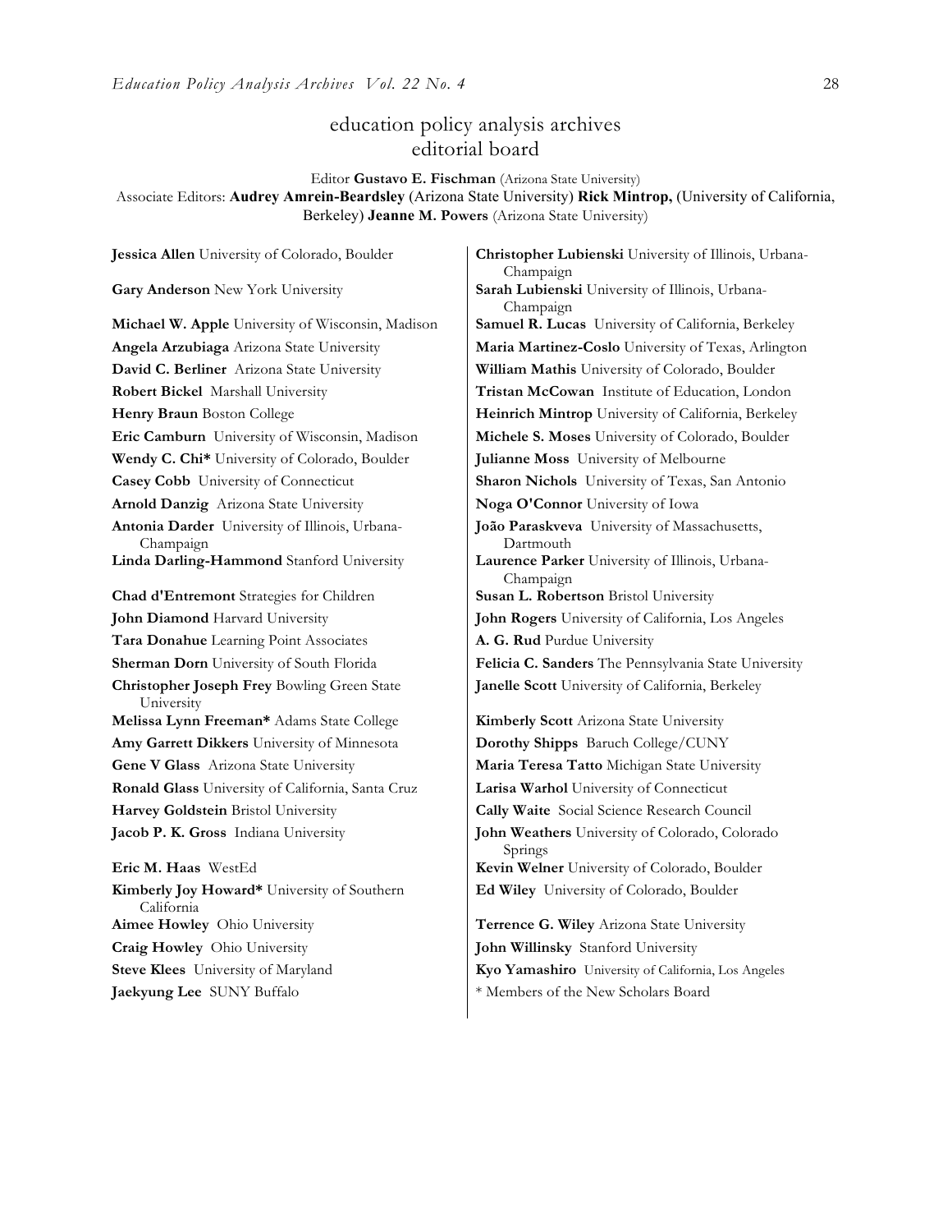# education policy analysis archives
## editorial board

Editor **Gustavo E. Fischman** (Arizona State University)
Associate Editors: **Audrey Amrein-Beardsley** (Arizona State University) **Rick Mintrop,** (University of California, Berkeley) **Jeanne M. Powers** (Arizona State University)

**Jessica Allen** University of Colorado, Boulder
**Gary Anderson** New York University
**Michael W. Apple** University of Wisconsin, Madison
**Angela Arzubiaga** Arizona State University
**David C. Berliner** Arizona State University
**Robert Bickel** Marshall University
**Henry Braun** Boston College
**Eric Camburn** University of Wisconsin, Madison
**Wendy C. Chi*** University of Colorado, Boulder
**Casey Cobb** University of Connecticut
**Arnold Danzig** Arizona State University
**Antonia Darder** University of Illinois, Urbana-Champaign
**Linda Darling-Hammond** Stanford University
**Chad d'Entremont** Strategies for Children
**John Diamond** Harvard University
**Tara Donahue** Learning Point Associates
**Sherman Dorn** University of South Florida
**Christopher Joseph Frey** Bowling Green State University
**Melissa Lynn Freeman*** Adams State College
**Amy Garrett Dikkers** University of Minnesota
**Gene V Glass** Arizona State University
**Ronald Glass** University of California, Santa Cruz
**Harvey Goldstein** Bristol University
**Jacob P. K. Gross** Indiana University
**Eric M. Haas** WestEd
**Kimberly Joy Howard*** University of Southern California
**Aimee Howley** Ohio University
**Craig Howley** Ohio University
**Steve Klees** University of Maryland
**Jaekyung Lee** SUNY Buffalo
**Christopher Lubienski** University of Illinois, Urbana-Champaign
**Sarah Lubienski** University of Illinois, Urbana-Champaign
**Samuel R. Lucas** University of California, Berkeley
**Maria Martinez-Coslo** University of Texas, Arlington
**William Mathis** University of Colorado, Boulder
**Tristan McCowan** Institute of Education, London
**Heinrich Mintrop** University of California, Berkeley
**Michele S. Moses** University of Colorado, Boulder
**Julianne Moss** University of Melbourne
**Sharon Nichols** University of Texas, San Antonio
**Noga O'Connor** University of Iowa
**João Paraskveva** University of Massachusetts, Dartmouth
**Laurence Parker** University of Illinois, Urbana-Champaign
**Susan L. Robertson** Bristol University
**John Rogers** University of California, Los Angeles
**A. G. Rud** Purdue University
**Felicia C. Sanders** The Pennsylvania State University
**Janelle Scott** University of California, Berkeley
**Kimberly Scott** Arizona State University
**Dorothy Shipps** Baruch College/CUNY
**Maria Teresa Tatto** Michigan State University
**Larisa Warhol** University of Connecticut
**Cally Waite** Social Science Research Council
**John Weathers** University of Colorado, Colorado Springs
**Kevin Welner** University of Colorado, Boulder
**Ed Wiley** University of Colorado, Boulder
**Terrence G. Wiley** Arizona State University
**John Willinsky** Stanford University
**Kyo Yamashiro** University of California, Los Angeles

* Members of the New Scholars Board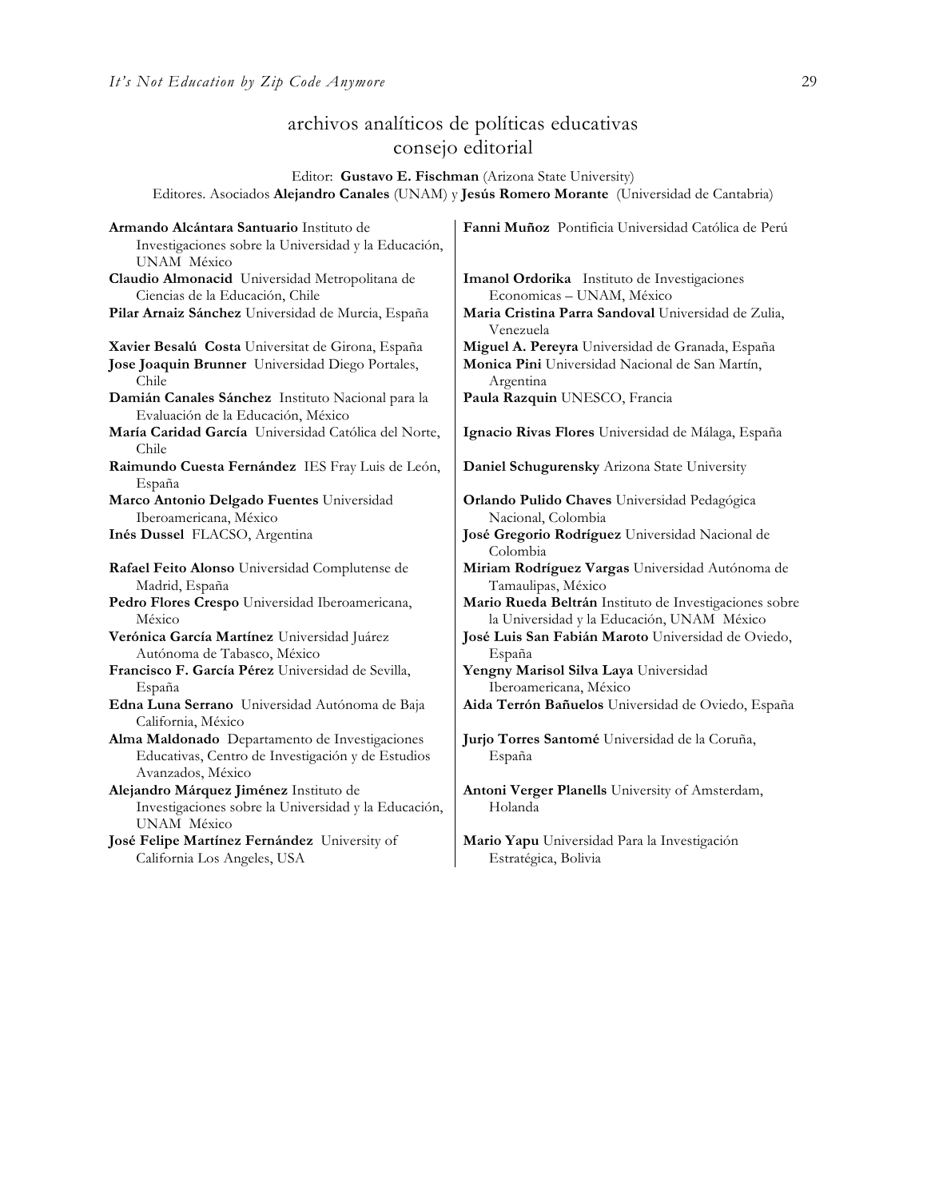## archivos analíticos de políticas educativas
## consejo editorial

Editor: **Gustavo E. Fischman** (Arizona State University)
Editores. Asociados **Alejandro Canales** (UNAM) y **Jesús Romero Morante** (Universidad de Cantabria)

**Armando Alcántara Santuario** Instituto de Investigaciones sobre la Universidad y la Educación, UNAM México

**Claudio Almonacid** Universidad Metropolitana de Ciencias de la Educación, Chile

**Pilar Arnaiz Sánchez** Universidad de Murcia, España

**Xavier Besalú Costa** Universitat de Girona, España

**Jose Joaquin Brunner** Universidad Diego Portales, Chile

**Damián Canales Sánchez** Instituto Nacional para la Evaluación de la Educación, México

**María Caridad García** Universidad Católica del Norte, Chile

**Raimundo Cuesta Fernández** IES Fray Luis de León, España

**Marco Antonio Delgado Fuentes** Universidad Iberoamericana, México

**Inés Dussel** FLACSO, Argentina

**Rafael Feito Alonso** Universidad Complutense de Madrid, España

**Pedro Flores Crespo** Universidad Iberoamericana, México

**Verónica García Martínez** Universidad Juárez Autónoma de Tabasco, México

**Francisco F. García Pérez** Universidad de Sevilla, España

**Edna Luna Serrano** Universidad Autónoma de Baja California, México

**Alma Maldonado** Departamento de Investigaciones Educativas, Centro de Investigación y de Estudios Avanzados, México

**Alejandro Márquez Jiménez** Instituto de Investigaciones sobre la Universidad y la Educación, UNAM México

**José Felipe Martínez Fernández** University of California Los Angeles, USA

**Fanni Muñoz** Pontificia Universidad Católica de Perú

**Imanol Ordorika** Instituto de Investigaciones Economicas – UNAM, México

**Maria Cristina Parra Sandoval** Universidad de Zulia, Venezuela

**Miguel A. Pereyra** Universidad de Granada, España

**Monica Pini** Universidad Nacional de San Martín, Argentina

**Paula Razquin** UNESCO, Francia

**Ignacio Rivas Flores** Universidad de Málaga, España

**Daniel Schugurensky** Arizona State University

**Orlando Pulido Chaves** Universidad Pedagógica Nacional, Colombia

**José Gregorio Rodríguez** Universidad Nacional de Colombia

**Miriam Rodríguez Vargas** Universidad Autónoma de Tamaulipas, México

**Mario Rueda Beltrán** Instituto de Investigaciones sobre la Universidad y la Educación, UNAM México

**José Luis San Fabián Maroto** Universidad de Oviedo, España

**Yengny Marisol Silva Laya** Universidad Iberoamericana, México

**Aida Terrón Bañuelos** Universidad de Oviedo, España

**Jurjo Torres Santomé** Universidad de la Coruña, España

**Antoni Verger Planells** University of Amsterdam, Holanda

**Mario Yapu** Universidad Para la Investigación Estratégica, Bolivia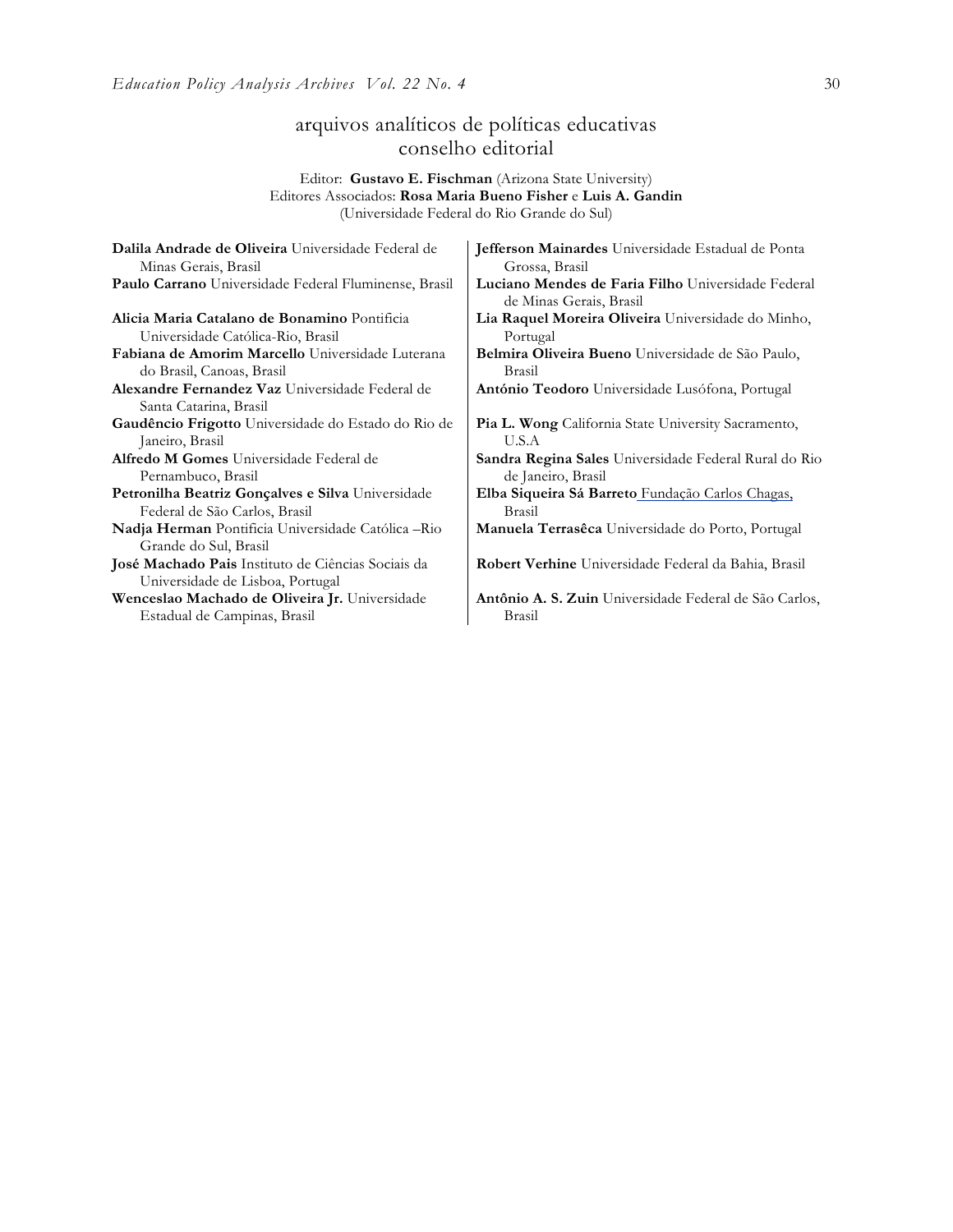# arquivos analíticos de políticas educativas
## conselho editorial

Editor: **Gustavo E. Fischman** (Arizona State University)
Editores Associados: **Rosa Maria Bueno Fisher** e **Luis A. Gandin**
(Universidade Federal do Rio Grande do Sul)

**Dalila Andrade de Oliveira** Universidade Federal de Minas Gerais, Brasil

**Paulo Carrano** Universidade Federal Fluminense, Brasil

**Alicia Maria Catalano de Bonamino** Pontificia Universidade Católica-Rio, Brasil

**Fabiana de Amorim Marcello** Universidade Luterana do Brasil, Canoas, Brasil

**Alexandre Fernandez Vaz** Universidade Federal de Santa Catarina, Brasil

**Gaudêncio Frigotto** Universidade do Estado do Rio de Janeiro, Brasil

**Alfredo M Gomes** Universidade Federal de Pernambuco, Brasil

**Petronilha Beatriz Gonçalves e Silva** Universidade Federal de São Carlos, Brasil

**Nadja Herman** Pontificia Universidade Católica –Rio Grande do Sul, Brasil

**José Machado Pais** Instituto de Ciências Sociais da Universidade de Lisboa, Portugal

**Wenceslao Machado de Oliveira Jr.** Universidade Estadual de Campinas, Brasil

**Jefferson Mainardes** Universidade Estadual de Ponta Grossa, Brasil

**Luciano Mendes de Faria Filho** Universidade Federal de Minas Gerais, Brasil

**Lia Raquel Moreira Oliveira** Universidade do Minho, Portugal

**Belmira Oliveira Bueno** Universidade de São Paulo, Brasil

**António Teodoro** Universidade Lusófona, Portugal

**Pia L. Wong** California State University Sacramento, U.S.A

**Sandra Regina Sales** Universidade Federal Rural do Rio de Janeiro, Brasil

**Elba Siqueira Sá Barreto** Fundação Carlos Chagas, Brasil

**Manuela Terrasêca** Universidade do Porto, Portugal

**Robert Verhine** Universidade Federal da Bahia, Brasil

**Antônio A. S. Zuin** Universidade Federal de São Carlos, Brasil